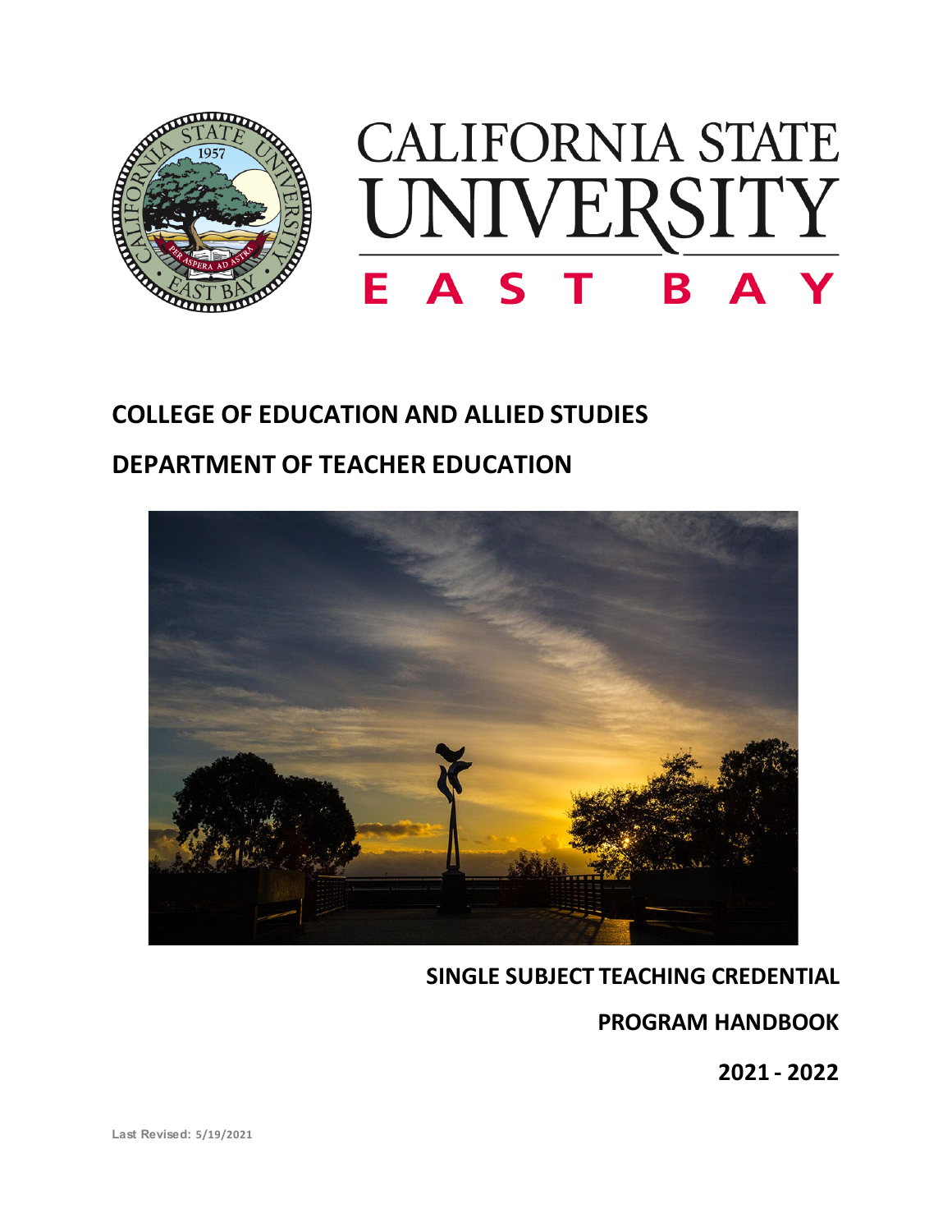CALIFORNIA STATE UNIVERSITY

EAST BAY

# COLLEGE OF EDUCATION AND ALLIED STUDIES

# DEPARTMENT OF TEACHER EDUCATION

**SINGLE SUBJECT TEACHING CREDENTIAL**

**PROGRAM HANDBOOK**

**2021 - 2022**

Last Revised: 5/19/2021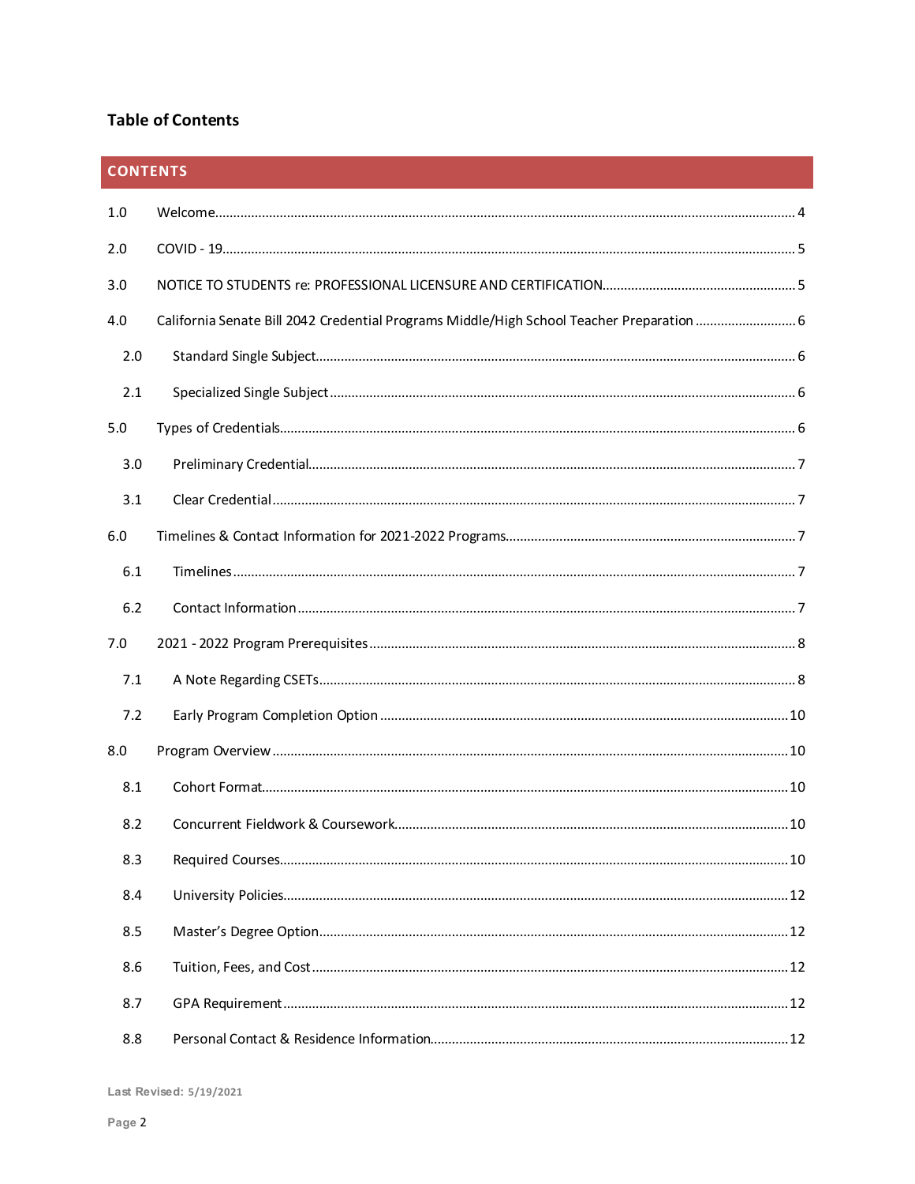## Table of Contents

**CONTENTS**

- 1.0 Welcome ............ 4
- 2.0 COVID - 19 ............ 5
- 3.0 NOTICE TO STUDENTS re: PROFESSIONAL LICENSURE AND CERTIFICATION ............ 5
- 4.0 California Senate Bill 2042 Credential Programs Middle/High School Teacher Preparation ............ 6
  - 2.0 Standard Single Subject ............ 6
  - 2.1 Specialized Single Subject ............ 6
- 5.0 Types of Credentials ............ 6
  - 3.0 Preliminary Credential ............ 7
  - 3.1 Clear Credential ............ 7
- 6.0 Timelines & Contact Information for 2021-2022 Programs ............ 7
  - 6.1 Timelines ............ 7
  - 6.2 Contact Information ............ 7
- 7.0 2021 - 2022 Program Prerequisites ............ 8
  - 7.1 A Note Regarding CSETs ............ 8
  - 7.2 Early Program Completion Option ............ 10
- 8.0 Program Overview ............ 10
  - 8.1 Cohort Format ............ 10
  - 8.2 Concurrent Fieldwork & Coursework ............ 10
  - 8.3 Required Courses ............ 10
  - 8.4 University Policies ............ 12
  - 8.5 Master's Degree Option ............ 12
  - 8.6 Tuition, Fees, and Cost ............ 12
  - 8.7 GPA Requirement ............ 12
  - 8.8 Personal Contact & Residence Information ............ 12

Last Revised: 5/19/2021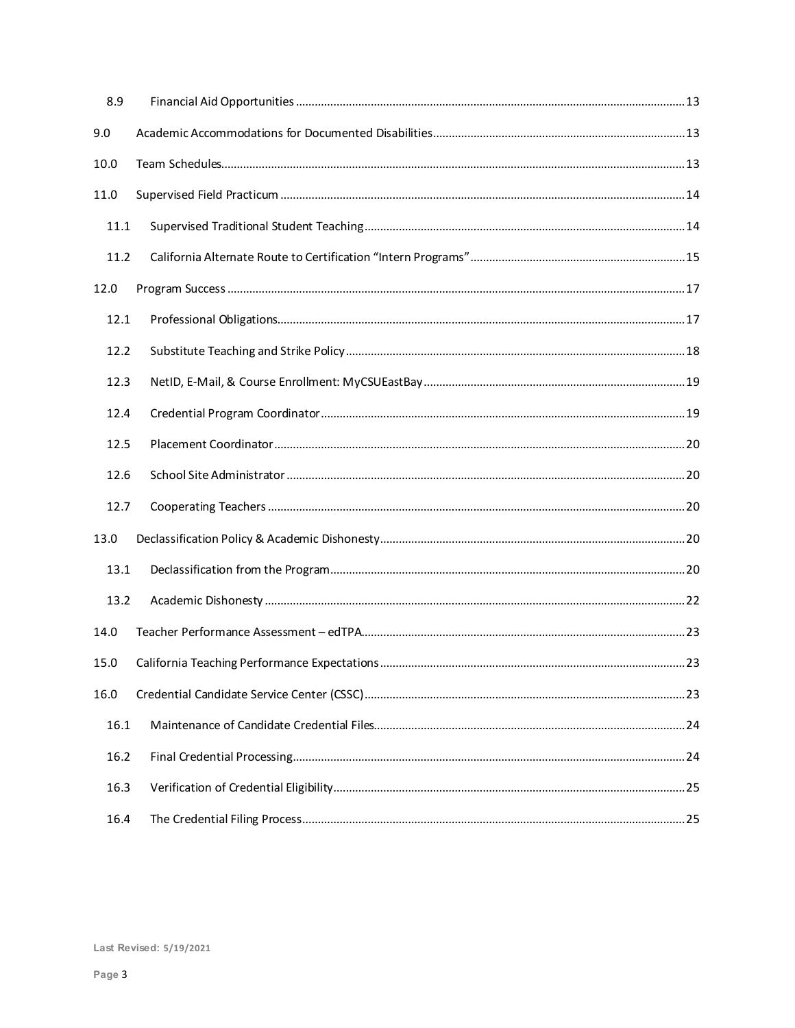| | | |
|---|---|---|
| 8.9 | Financial Aid Opportunities | 13 |
| 9.0 | Academic Accommodations for Documented Disabilities | 13 |
| 10.0 | Team Schedules | 13 |
| 11.0 | Supervised Field Practicum | 14 |
| 11.1 | Supervised Traditional Student Teaching | 14 |
| 11.2 | California Alternate Route to Certification "Intern Programs" | 15 |
| 12.0 | Program Success | 17 |
| 12.1 | Professional Obligations | 17 |
| 12.2 | Substitute Teaching and Strike Policy | 18 |
| 12.3 | NetID, E-Mail, & Course Enrollment: MyCSUEastBay | 19 |
| 12.4 | Credential Program Coordinator | 19 |
| 12.5 | Placement Coordinator | 20 |
| 12.6 | School Site Administrator | 20 |
| 12.7 | Cooperating Teachers | 20 |
| 13.0 | Declassification Policy & Academic Dishonesty | 20 |
| 13.1 | Declassification from the Program | 20 |
| 13.2 | Academic Dishonesty | 22 |
| 14.0 | Teacher Performance Assessment – edTPA | 23 |
| 15.0 | California Teaching Performance Expectations | 23 |
| 16.0 | Credential Candidate Service Center (CSSC) | 23 |
| 16.1 | Maintenance of Candidate Credential Files | 24 |
| 16.2 | Final Credential Processing | 24 |
| 16.3 | Verification of Credential Eligibility | 25 |
| 16.4 | The Credential Filing Process | 25 |

Last Revised: 5/19/2021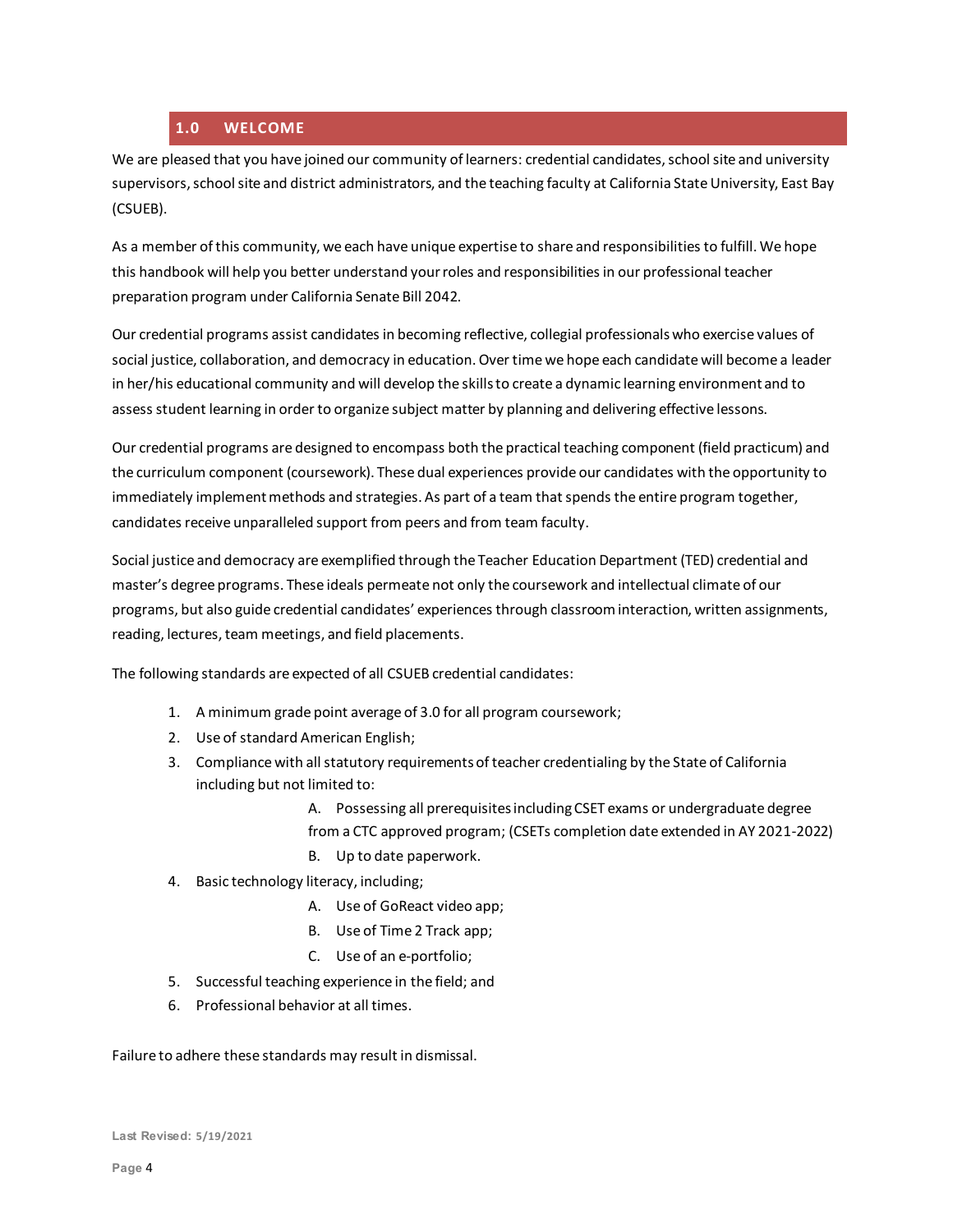## 1.0 WELCOME

We are pleased that you have joined our community of learners: credential candidates, school site and university supervisors, school site and district administrators, and the teaching faculty at California State University, East Bay (CSUEB).

As a member of this community, we each have unique expertise to share and responsibilities to fulfill. We hope this handbook will help you better understand your roles and responsibilities in our professional teacher preparation program under California Senate Bill 2042.

Our credential programs assist candidates in becoming reflective, collegial professionals who exercise values of social justice, collaboration, and democracy in education. Over time we hope each candidate will become a leader in her/his educational community and will develop the skills to create a dynamic learning environment and to assess student learning in order to organize subject matter by planning and delivering effective lessons.

Our credential programs are designed to encompass both the practical teaching component (field practicum) and the curriculum component (coursework). These dual experiences provide our candidates with the opportunity to immediately implement methods and strategies. As part of a team that spends the entire program together, candidates receive unparalleled support from peers and from team faculty.

Social justice and democracy are exemplified through the Teacher Education Department (TED) credential and master's degree programs. These ideals permeate not only the coursework and intellectual climate of our programs, but also guide credential candidates' experiences through classroom interaction, written assignments, reading, lectures, team meetings, and field placements.

The following standards are expected of all CSUEB credential candidates:

1. A minimum grade point average of 3.0 for all program coursework;
2. Use of standard American English;
3. Compliance with all statutory requirements of teacher credentialing by the State of California including but not limited to:
   A. Possessing all prerequisites including CSET exams or undergraduate degree from a CTC approved program; (CSETs completion date extended in AY 2021-2022)
   B. Up to date paperwork.
4. Basic technology literacy, including;
   A. Use of GoReact video app;
   B. Use of Time 2 Track app;
   C. Use of an e-portfolio;
5. Successful teaching experience in the field; and
6. Professional behavior at all times.

Failure to adhere these standards may result in dismissal.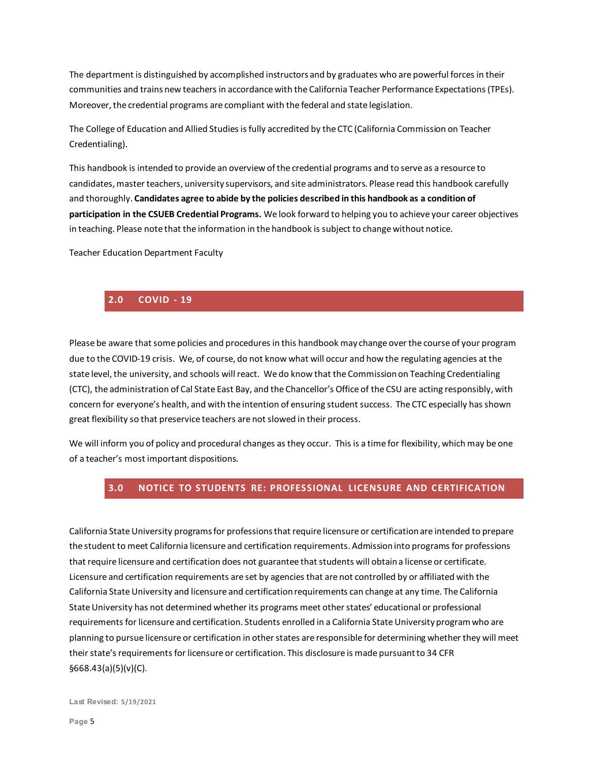The department is distinguished by accomplished instructors and by graduates who are powerful forces in their communities and trains new teachers in accordance with the California Teacher Performance Expectations (TPEs). Moreover, the credential programs are compliant with the federal and state legislation.

The College of Education and Allied Studies is fully accredited by the CTC (California Commission on Teacher Credentialing).

This handbook is intended to provide an overview of the credential programs and to serve as a resource to candidates, master teachers, university supervisors, and site administrators. Please read this handbook carefully and thoroughly. **Candidates agree to abide by the policies described in this handbook as a condition of participation in the CSUEB Credential Programs.** We look forward to helping you to achieve your career objectives in teaching. Please note that the information in the handbook is subject to change without notice.

Teacher Education Department Faculty

## 2.0 COVID - 19

Please be aware that some policies and procedures in this handbook may change over the course of your program due to the COVID-19 crisis. We, of course, do not know what will occur and how the regulating agencies at the state level, the university, and schools will react. We do know that the Commission on Teaching Credentialing (CTC), the administration of Cal State East Bay, and the Chancellor's Office of the CSU are acting responsibly, with concern for everyone's health, and with the intention of ensuring student success. The CTC especially has shown great flexibility so that preservice teachers are not slowed in their process.

We will inform you of policy and procedural changes as they occur. This is a time for flexibility, which may be one of a teacher's most important dispositions.

## 3.0 NOTICE TO STUDENTS RE: PROFESSIONAL LICENSURE AND CERTIFICATION

California State University programs for professions that require licensure or certification are intended to prepare the student to meet California licensure and certification requirements. Admission into programs for professions that require licensure and certification does not guarantee that students will obtain a license or certificate. Licensure and certification requirements are set by agencies that are not controlled by or affiliated with the California State University and licensure and certification requirements can change at any time. The California State University has not determined whether its programs meet other states' educational or professional requirements for licensure and certification. Students enrolled in a California State University program who are planning to pursue licensure or certification in other states are responsible for determining whether they will meet their state's requirements for licensure or certification. This disclosure is made pursuant to 34 CFR §668.43(a)(5)(v)(C).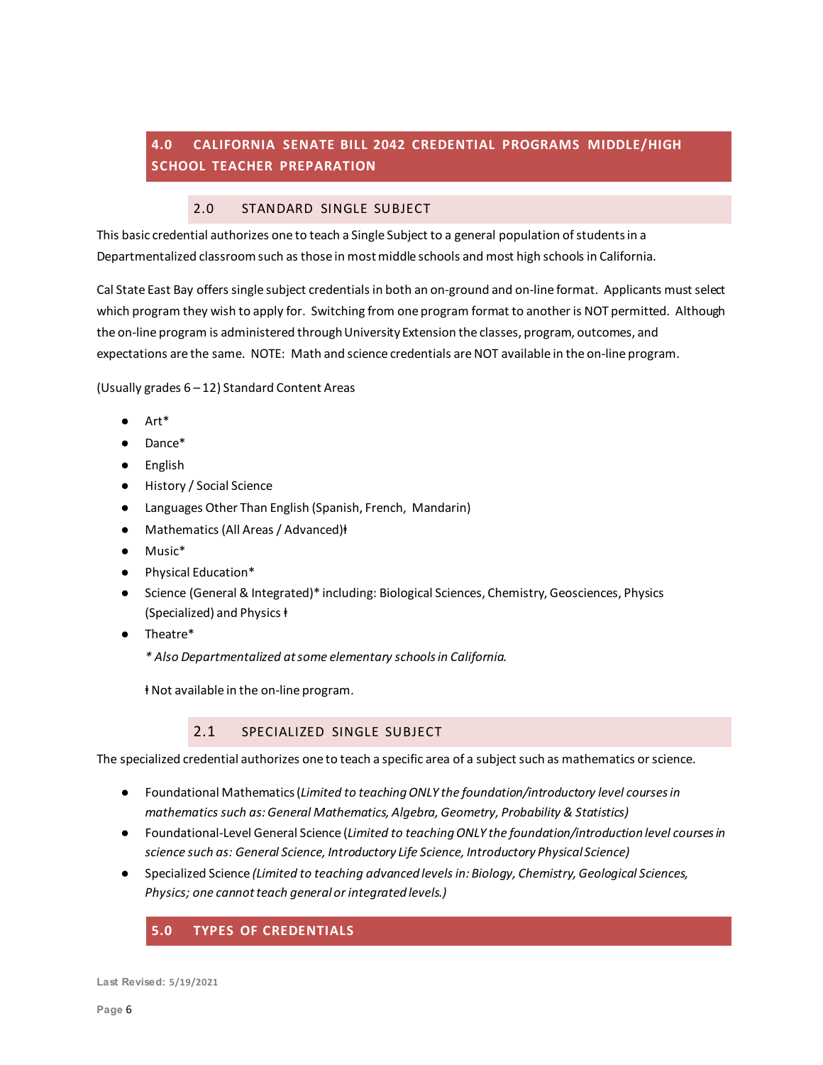## 4.0 CALIFORNIA SENATE BILL 2042 CREDENTIAL PROGRAMS MIDDLE/HIGH SCHOOL TEACHER PREPARATION

### 2.0 STANDARD SINGLE SUBJECT

This basic credential authorizes one to teach a Single Subject to a general population of students in a Departmentalized classroom such as those in most middle schools and most high schools in California.

Cal State East Bay offers single subject credentials in both an on-ground and on-line format. Applicants must select which program they wish to apply for. Switching from one program format to another is NOT permitted. Although the on-line program is administered through University Extension the classes, program, outcomes, and expectations are the same. NOTE: Math and science credentials are NOT available in the on-line program.

(Usually grades 6 – 12) Standard Content Areas

- Art*
- Dance*
- English
- History / Social Science
- Languages Other Than English (Spanish, French, Mandarin)
- Mathematics (All Areas / Advanced)ǂ
- Music*
- Physical Education*
- Science (General & Integrated)* including: Biological Sciences, Chemistry, Geosciences, Physics (Specialized) and Physics ǂ
- Theatre*

  *\* Also Departmentalized at some elementary schools in California.*

  ǂ Not available in the on-line program.

### 2.1 SPECIALIZED SINGLE SUBJECT

The specialized credential authorizes one to teach a specific area of a subject such as mathematics or science.

- Foundational Mathematics (*Limited to teaching ONLY the foundation/introductory level courses in mathematics such as: General Mathematics, Algebra, Geometry, Probability & Statistics)*
- Foundational-Level General Science (*Limited to teaching ONLY the foundation/introduction level courses in science such as: General Science, Introductory Life Science, Introductory Physical Science)*
- Specialized Science *(Limited to teaching advanced levels in: Biology, Chemistry, Geological Sciences, Physics; one cannot teach general or integrated levels.)*

## 5.0 TYPES OF CREDENTIALS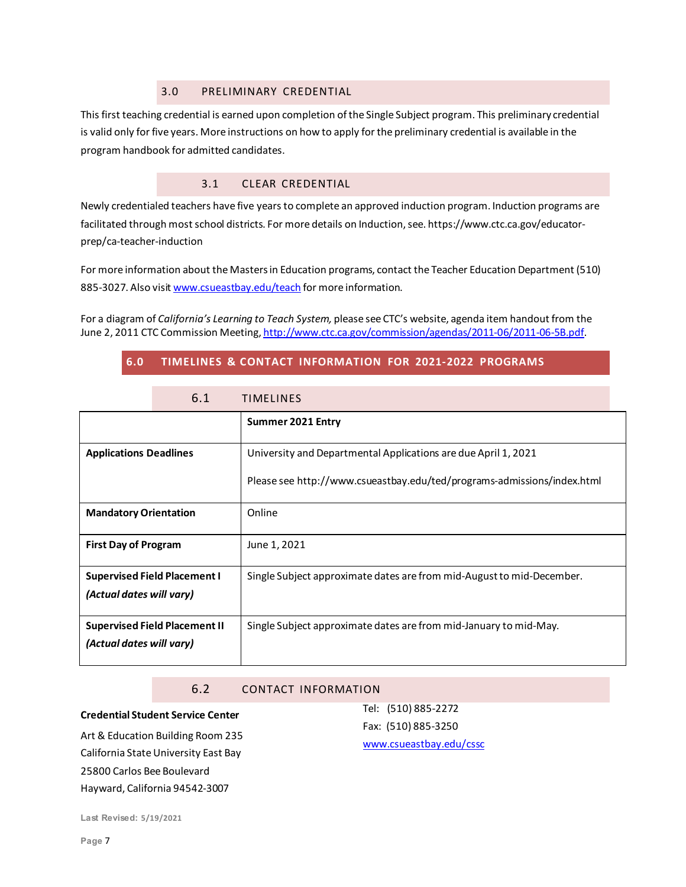### 3.0 PRELIMINARY CREDENTIAL

This first teaching credential is earned upon completion of the Single Subject program. This preliminary credential is valid only for five years. More instructions on how to apply for the preliminary credential is available in the program handbook for admitted candidates.

### 3.1 CLEAR CREDENTIAL

Newly credentialed teachers have five years to complete an approved induction program. Induction programs are facilitated through most school districts. For more details on Induction, see. https://www.ctc.ca.gov/educator-prep/ca-teacher-induction

For more information about the Masters in Education programs, contact the Teacher Education Department (510) 885-3027. Also visit [www.csueastbay.edu/teach](http://www.csueastbay.edu/teach) for more information.

For a diagram of *California's Learning to Teach System,* please see CTC's website, agenda item handout from the June 2, 2011 CTC Commission Meeting, [http://www.ctc.ca.gov/commission/agendas/2011-06/2011-06-5B.pdf](http://www.ctc.ca.gov/commission/agendas/2011-06/2011-06-5B.pdf).

## 6.0 TIMELINES & CONTACT INFORMATION FOR 2021-2022 PROGRAMS

### 6.1 TIMELINES

| | **Summer 2021 Entry** |
|---|---|
| **Applications Deadlines** | University and Departmental Applications are due April 1, 2021<br><br>Please see http://www.csueastbay.edu/ted/programs-admissions/index.html |
| **Mandatory Orientation** | Online |
| **First Day of Program** | June 1, 2021 |
| **Supervised Field Placement I** ***(Actual dates will vary)*** | Single Subject approximate dates are from mid-August to mid-December. |
| **Supervised Field Placement II** ***(Actual dates will vary)*** | Single Subject approximate dates are from mid-January to mid-May. |

### 6.2 CONTACT INFORMATION

**Credential Student Service Center**

Art & Education Building Room 235
California State University East Bay
25800 Carlos Bee Boulevard
Hayward, California 94542-3007

Tel: (510) 885-2272
Fax: (510) 885-3250
[www.csueastbay.edu/cssc](http://www.csueastbay.edu/cssc)

Last Revised: 5/19/2021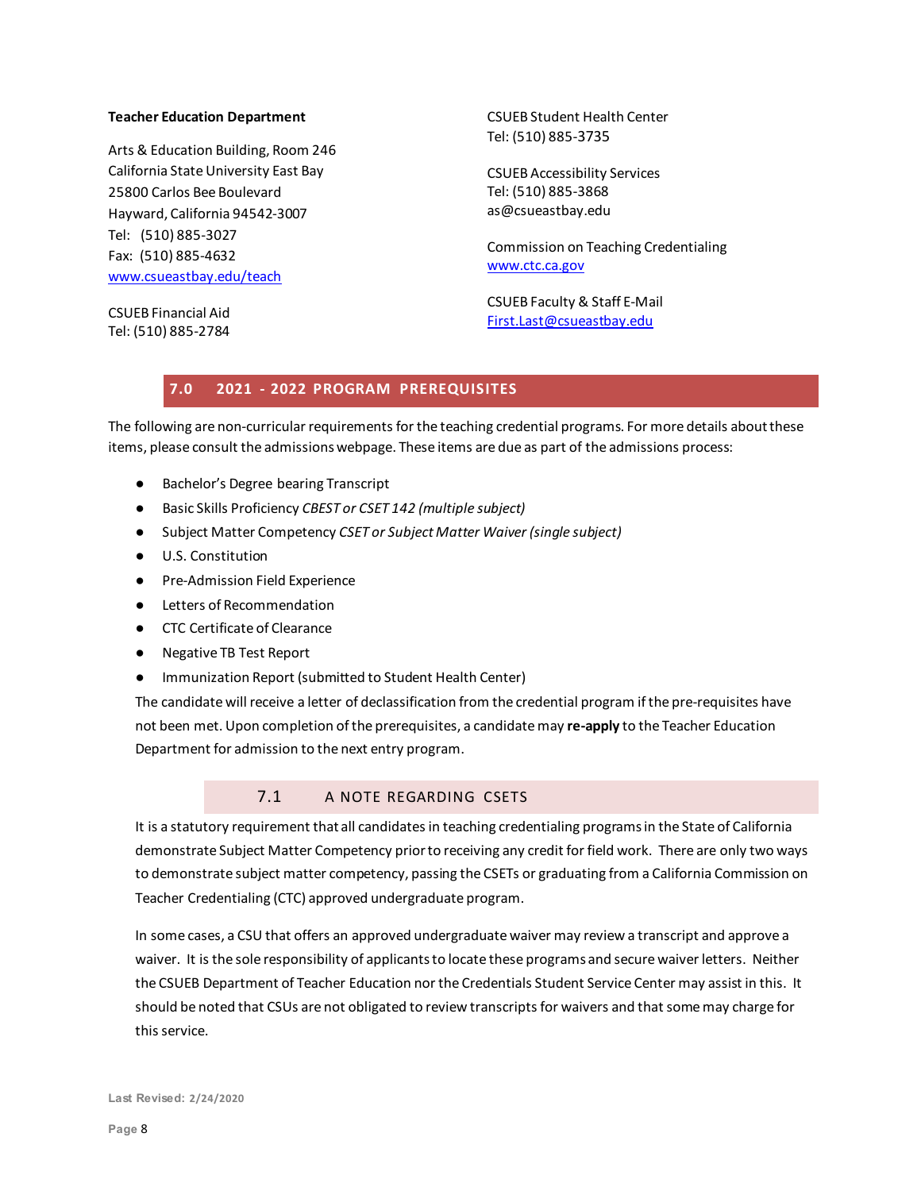**Teacher Education Department**

Arts & Education Building, Room 246
California State University East Bay
25800 Carlos Bee Boulevard
Hayward, California 94542-3007
Tel: (510) 885-3027
Fax: (510) 885-4632
[www.csueastbay.edu/teach](http://www.csueastbay.edu/teach)

CSUEB Financial Aid
Tel: (510) 885-2784

CSUEB Student Health Center
Tel: (510) 885-3735

CSUEB Accessibility Services
Tel: (510) 885-3868
as@csueastbay.edu

Commission on Teaching Credentialing
[www.ctc.ca.gov](http://www.ctc.ca.gov)

CSUEB Faculty & Staff E-Mail
First.Last@csueastbay.edu

## 7.0 2021 - 2022 PROGRAM PREREQUISITES

The following are non-curricular requirements for the teaching credential programs. For more details about these items, please consult the admissions webpage. These items are due as part of the admissions process:

- Bachelor's Degree bearing Transcript
- Basic Skills Proficiency *CBEST or CSET 142 (multiple subject)*
- Subject Matter Competency *CSET or Subject Matter Waiver (single subject)*
- U.S. Constitution
- Pre-Admission Field Experience
- Letters of Recommendation
- CTC Certificate of Clearance
- Negative TB Test Report
- Immunization Report (submitted to Student Health Center)

The candidate will receive a letter of declassification from the credential program if the pre-requisites have not been met. Upon completion of the prerequisites, a candidate may **re-apply** to the Teacher Education Department for admission to the next entry program.

### 7.1 A NOTE REGARDING CSETS

It is a statutory requirement that all candidates in teaching credentialing programs in the State of California demonstrate Subject Matter Competency prior to receiving any credit for field work. There are only two ways to demonstrate subject matter competency, passing the CSETs or graduating from a California Commission on Teacher Credentialing (CTC) approved undergraduate program.

In some cases, a CSU that offers an approved undergraduate waiver may review a transcript and approve a waiver. It is the sole responsibility of applicants to locate these programs and secure waiver letters. Neither the CSUEB Department of Teacher Education nor the Credentials Student Service Center may assist in this. It should be noted that CSUs are not obligated to review transcripts for waivers and that some may charge for this service.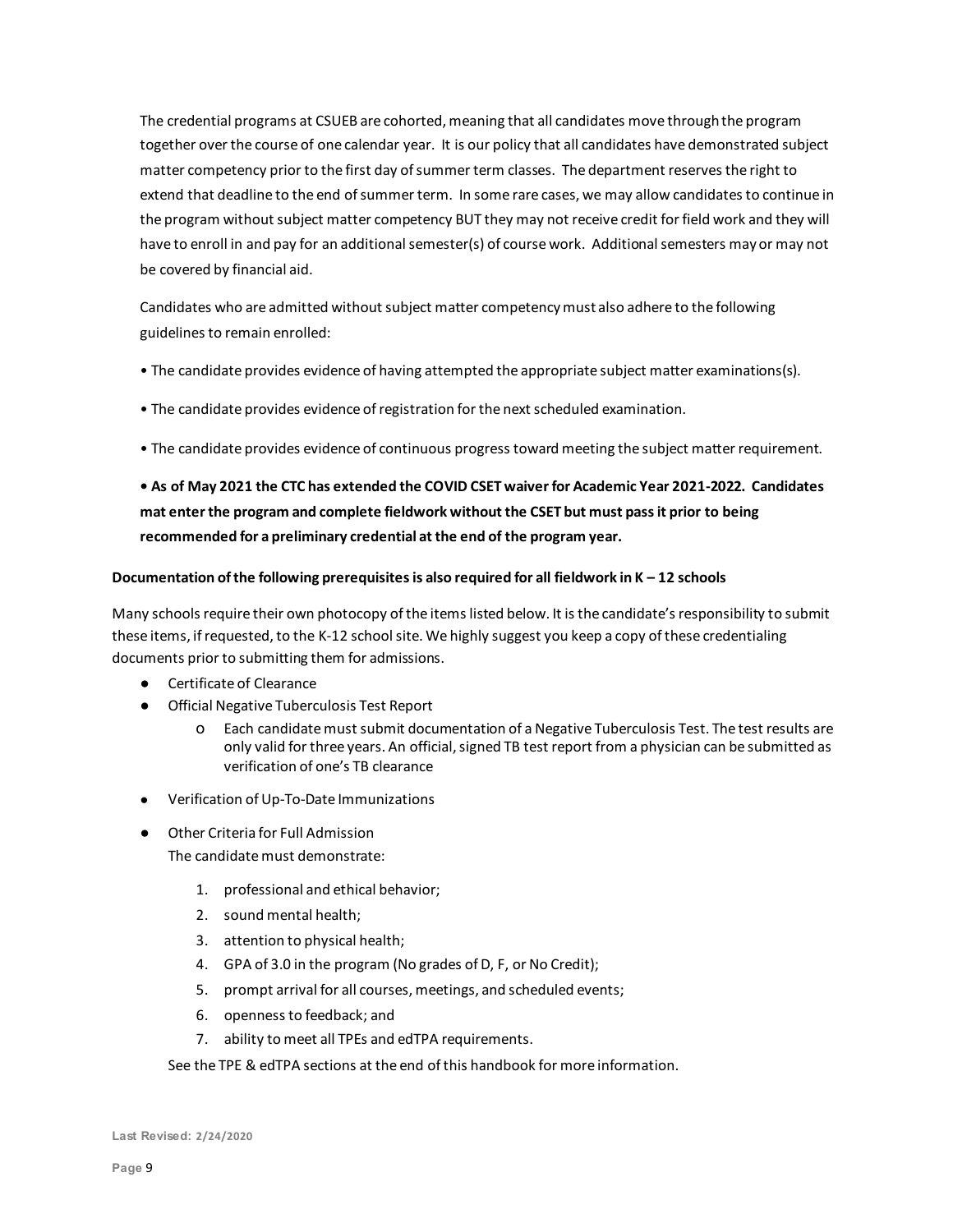The credential programs at CSUEB are cohorted, meaning that all candidates move through the program together over the course of one calendar year. It is our policy that all candidates have demonstrated subject matter competency prior to the first day of summer term classes. The department reserves the right to extend that deadline to the end of summer term. In some rare cases, we may allow candidates to continue in the program without subject matter competency BUT they may not receive credit for field work and they will have to enroll in and pay for an additional semester(s) of course work. Additional semesters may or may not be covered by financial aid.

Candidates who are admitted without subject matter competency must also adhere to the following guidelines to remain enrolled:

- The candidate provides evidence of having attempted the appropriate subject matter examinations(s).
- The candidate provides evidence of registration for the next scheduled examination.
- The candidate provides evidence of continuous progress toward meeting the subject matter requirement.
- **As of May 2021 the CTC has extended the COVID CSET waiver for Academic Year 2021-2022. Candidates mat enter the program and complete fieldwork without the CSET but must pass it prior to being recommended for a preliminary credential at the end of the program year.**

**Documentation of the following prerequisites is also required for all fieldwork in K – 12 schools**

Many schools require their own photocopy of the items listed below. It is the candidate's responsibility to submit these items, if requested, to the K-12 school site. We highly suggest you keep a copy of these credentialing documents prior to submitting them for admissions.

- Certificate of Clearance
- Official Negative Tuberculosis Test Report
  - Each candidate must submit documentation of a Negative Tuberculosis Test. The test results are only valid for three years. An official, signed TB test report from a physician can be submitted as verification of one's TB clearance
- Verification of Up-To-Date Immunizations
- Other Criteria for Full Admission
  The candidate must demonstrate:
  1. professional and ethical behavior;
  2. sound mental health;
  3. attention to physical health;
  4. GPA of 3.0 in the program (No grades of D, F, or No Credit);
  5. prompt arrival for all courses, meetings, and scheduled events;
  6. openness to feedback; and
  7. ability to meet all TPEs and edTPA requirements.

  See the TPE & edTPA sections at the end of this handbook for more information.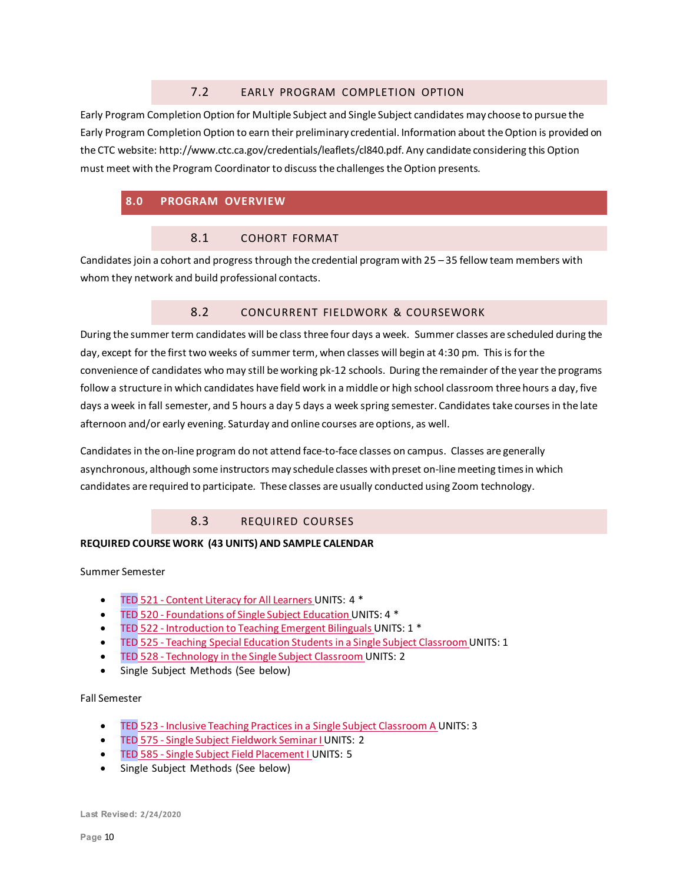### 7.2 EARLY PROGRAM COMPLETION OPTION

Early Program Completion Option for Multiple Subject and Single Subject candidates may choose to pursue the Early Program Completion Option to earn their preliminary credential. Information about the Option is provided on the CTC website: http://www.ctc.ca.gov/credentials/leaflets/cl840.pdf. Any candidate considering this Option must meet with the Program Coordinator to discuss the challenges the Option presents.

## 8.0 PROGRAM OVERVIEW

### 8.1 COHORT FORMAT

Candidates join a cohort and progress through the credential program with 25 – 35 fellow team members with whom they network and build professional contacts.

### 8.2 CONCURRENT FIELDWORK & COURSEWORK

During the summer term candidates will be class three four days a week. Summer classes are scheduled during the day, except for the first two weeks of summer term, when classes will begin at 4:30 pm. This is for the convenience of candidates who may still be working pk-12 schools. During the remainder of the year the programs follow a structure in which candidates have field work in a middle or high school classroom three hours a day, five days a week in fall semester, and 5 hours a day 5 days a week spring semester. Candidates take courses in the late afternoon and/or early evening. Saturday and online courses are options, as well.

Candidates in the on-line program do not attend face-to-face classes on campus. Classes are generally asynchronous, although some instructors may schedule classes with preset on-line meeting times in which candidates are required to participate. These classes are usually conducted using Zoom technology.

### 8.3 REQUIRED COURSES

**REQUIRED COURSE WORK (43 UNITS) AND SAMPLE CALENDAR**

Summer Semester

- TED 521 - Content Literacy for All Learners UNITS: 4 *
- TED 520 - Foundations of Single Subject Education UNITS: 4 *
- TED 522 - Introduction to Teaching Emergent Bilinguals UNITS: 1 *
- TED 525 - Teaching Special Education Students in a Single Subject Classroom UNITS: 1
- TED 528 - Technology in the Single Subject Classroom UNITS: 2
- Single Subject Methods (See below)

Fall Semester

- TED 523 - Inclusive Teaching Practices in a Single Subject Classroom A UNITS: 3
- TED 575 - Single Subject Fieldwork Seminar I UNITS: 2
- TED 585 - Single Subject Field Placement I UNITS: 5
- Single Subject Methods (See below)

Last Revised: 2/24/2020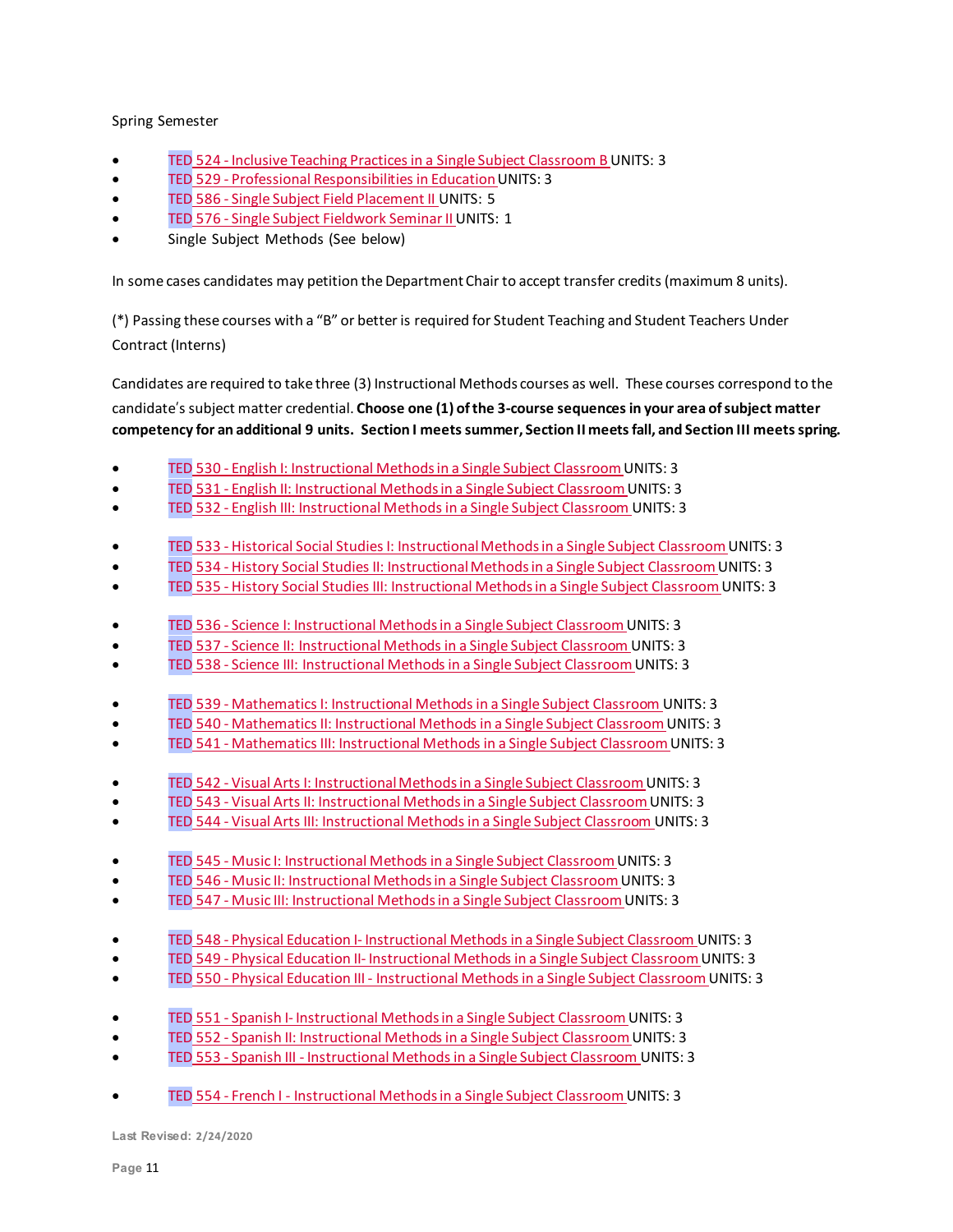Spring Semester

- TED 524 - Inclusive Teaching Practices in a Single Subject Classroom B UNITS: 3
- TED 529 - Professional Responsibilities in Education UNITS: 3
- TED 586 - Single Subject Field Placement II UNITS: 5
- TED 576 - Single Subject Fieldwork Seminar II UNITS: 1
- Single Subject Methods (See below)

In some cases candidates may petition the Department Chair to accept transfer credits (maximum 8 units).

(*) Passing these courses with a "B" or better is required for Student Teaching and Student Teachers Under Contract (Interns)

Candidates are required to take three (3) Instructional Methods courses as well. These courses correspond to the candidate's subject matter credential. **Choose one (1) of the 3-course sequences in your area of subject matter competency for an additional 9 units. Section I meets summer, Section II meets fall, and Section III meets spring.**

- TED 530 - English I: Instructional Methods in a Single Subject Classroom UNITS: 3
- TED 531 - English II: Instructional Methods in a Single Subject Classroom UNITS: 3
- TED 532 - English III: Instructional Methods in a Single Subject Classroom UNITS: 3

- TED 533 - Historical Social Studies I: Instructional Methods in a Single Subject Classroom UNITS: 3
- TED 534 - History Social Studies II: Instructional Methods in a Single Subject Classroom UNITS: 3
- TED 535 - History Social Studies III: Instructional Methods in a Single Subject Classroom UNITS: 3

- TED 536 - Science I: Instructional Methods in a Single Subject Classroom UNITS: 3
- TED 537 - Science II: Instructional Methods in a Single Subject Classroom UNITS: 3
- TED 538 - Science III: Instructional Methods in a Single Subject Classroom UNITS: 3

- TED 539 - Mathematics I: Instructional Methods in a Single Subject Classroom UNITS: 3
- TED 540 - Mathematics II: Instructional Methods in a Single Subject Classroom UNITS: 3
- TED 541 - Mathematics III: Instructional Methods in a Single Subject Classroom UNITS: 3

- TED 542 - Visual Arts I: Instructional Methods in a Single Subject Classroom UNITS: 3
- TED 543 - Visual Arts II: Instructional Methods in a Single Subject Classroom UNITS: 3
- TED 544 - Visual Arts III: Instructional Methods in a Single Subject Classroom UNITS: 3

- TED 545 - Music I: Instructional Methods in a Single Subject Classroom UNITS: 3
- TED 546 - Music II: Instructional Methods in a Single Subject Classroom UNITS: 3
- TED 547 - Music III: Instructional Methods in a Single Subject Classroom UNITS: 3

- TED 548 - Physical Education I- Instructional Methods in a Single Subject Classroom UNITS: 3
- TED 549 - Physical Education II- Instructional Methods in a Single Subject Classroom UNITS: 3
- TED 550 - Physical Education III - Instructional Methods in a Single Subject Classroom UNITS: 3

- TED 551 - Spanish I- Instructional Methods in a Single Subject Classroom UNITS: 3
- TED 552 - Spanish II: Instructional Methods in a Single Subject Classroom UNITS: 3
- TED 553 - Spanish III - Instructional Methods in a Single Subject Classroom UNITS: 3

- TED 554 - French I - Instructional Methods in a Single Subject Classroom UNITS: 3

Last Revised: 2/24/2020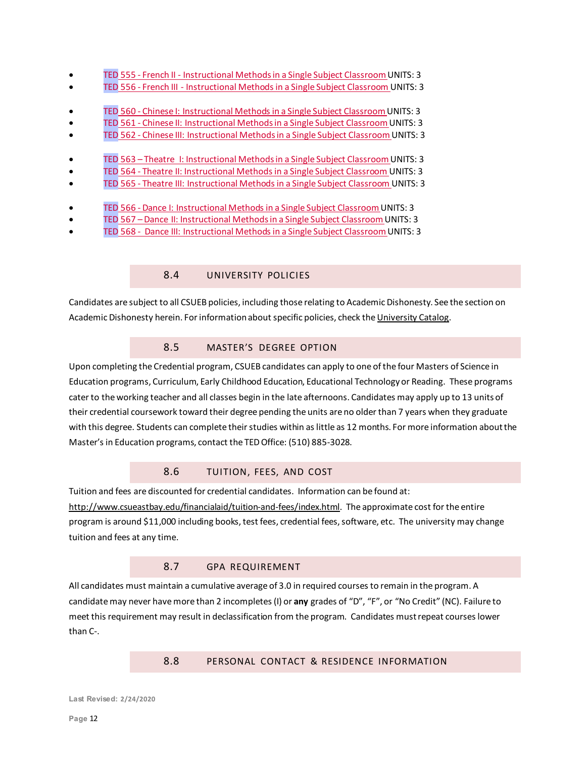- TED 555 - French II - Instructional Methods in a Single Subject Classroom UNITS: 3
- TED 556 - French III - Instructional Methods in a Single Subject Classroom UNITS: 3

- TED 560 - Chinese I: Instructional Methods in a Single Subject Classroom UNITS: 3
- TED 561 - Chinese II: Instructional Methods in a Single Subject Classroom UNITS: 3
- TED 562 - Chinese III: Instructional Methods in a Single Subject Classroom UNITS: 3

- TED 563 – Theatre I: Instructional Methods in a Single Subject Classroom UNITS: 3
- TED 564 - Theatre II: Instructional Methods in a Single Subject Classroom UNITS: 3
- TED 565 - Theatre III: Instructional Methods in a Single Subject Classroom UNITS: 3

- TED 566 - Dance I: Instructional Methods in a Single Subject Classroom UNITS: 3
- TED 567 – Dance II: Instructional Methods in a Single Subject Classroom UNITS: 3
- TED 568 - Dance III: Instructional Methods in a Single Subject Classroom UNITS: 3

## 8.4 UNIVERSITY POLICIES

Candidates are subject to all CSUEB policies, including those relating to Academic Dishonesty. See the section on Academic Dishonesty herein. For information about specific policies, check the University Catalog.

## 8.5 MASTER'S DEGREE OPTION

Upon completing the Credential program, CSUEB candidates can apply to one of the four Masters of Science in Education programs, Curriculum, Early Childhood Education, Educational Technology or Reading. These programs cater to the working teacher and all classes begin in the late afternoons. Candidates may apply up to 13 units of their credential coursework toward their degree pending the units are no older than 7 years when they graduate with this degree. Students can complete their studies within as little as 12 months. For more information about the Master's in Education programs, contact the TED Office: (510) 885-3028.

## 8.6 TUITION, FEES, AND COST

Tuition and fees are discounted for credential candidates. Information can be found at: http://www.csueastbay.edu/financialaid/tuition-and-fees/index.html. The approximate cost for the entire program is around $11,000 including books, test fees, credential fees, software, etc. The university may change tuition and fees at any time.

## 8.7 GPA REQUIREMENT

All candidates must maintain a cumulative average of 3.0 in required courses to remain in the program. A candidate may never have more than 2 incompletes (I) or **any** grades of "D", "F", or "No Credit" (NC). Failure to meet this requirement may result in declassification from the program. Candidates must repeat courses lower than C-.

## 8.8 PERSONAL CONTACT & RESIDENCE INFORMATION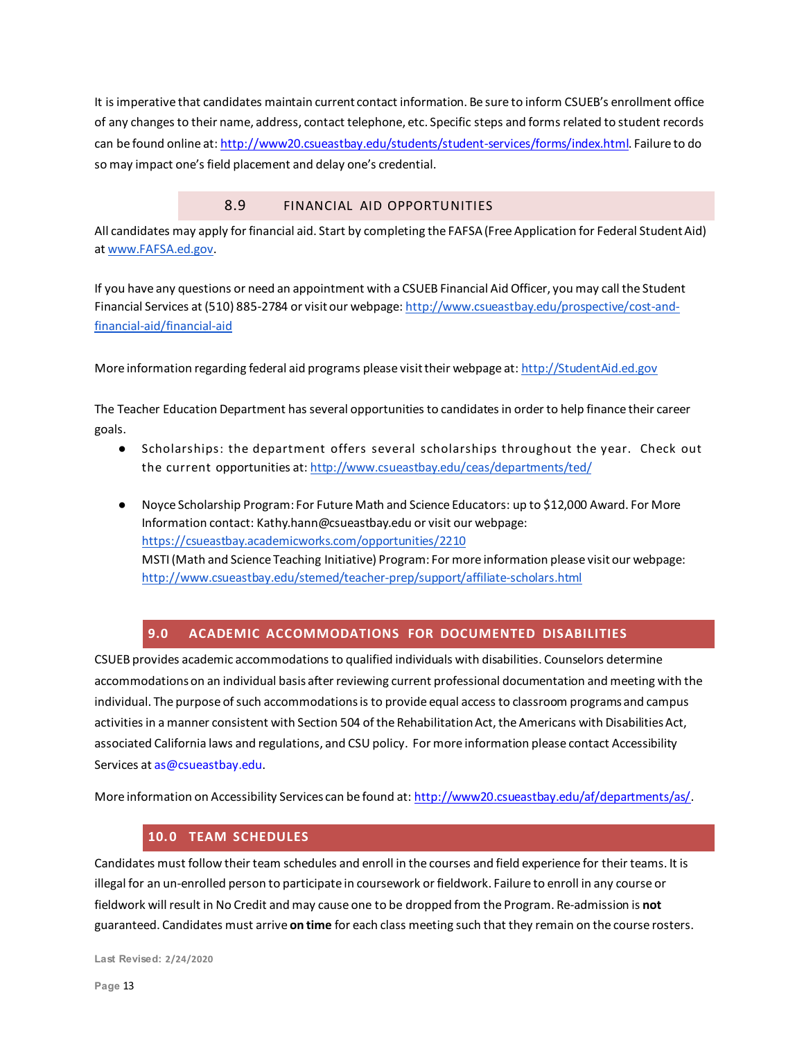It is imperative that candidates maintain current contact information. Be sure to inform CSUEB's enrollment office of any changes to their name, address, contact telephone, etc. Specific steps and forms related to student records can be found online at: http://www20.csueastbay.edu/students/student-services/forms/index.html. Failure to do so may impact one's field placement and delay one's credential.

### 8.9 FINANCIAL AID OPPORTUNITIES

All candidates may apply for financial aid. Start by completing the FAFSA (Free Application for Federal Student Aid) at www.FAFSA.ed.gov.

If you have any questions or need an appointment with a CSUEB Financial Aid Officer, you may call the Student Financial Services at (510) 885-2784 or visit our webpage: http://www.csueastbay.edu/prospective/cost-and-financial-aid/financial-aid

More information regarding federal aid programs please visit their webpage at: http://StudentAid.ed.gov

The Teacher Education Department has several opportunities to candidates in order to help finance their career goals.

- Scholarships: the department offers several scholarships throughout the year. Check out the current opportunities at: http://www.csueastbay.edu/ceas/departments/ted/

- Noyce Scholarship Program: For Future Math and Science Educators: up to $12,000 Award. For More Information contact: Kathy.hann@csueastbay.edu or visit our webpage: https://csueastbay.academicworks.com/opportunities/2210
  MSTI (Math and Science Teaching Initiative) Program: For more information please visit our webpage: http://www.csueastbay.edu/stemed/teacher-prep/support/affiliate-scholars.html

## 9.0 ACADEMIC ACCOMMODATIONS FOR DOCUMENTED DISABILITIES

CSUEB provides academic accommodations to qualified individuals with disabilities. Counselors determine accommodations on an individual basis after reviewing current professional documentation and meeting with the individual. The purpose of such accommodations is to provide equal access to classroom programs and campus activities in a manner consistent with Section 504 of the Rehabilitation Act, the Americans with Disabilities Act, associated California laws and regulations, and CSU policy. For more information please contact Accessibility Services at as@csueastbay.edu.

More information on Accessibility Services can be found at: http://www20.csueastbay.edu/af/departments/as/.

## 10.0 TEAM SCHEDULES

Candidates must follow their team schedules and enroll in the courses and field experience for their teams. It is illegal for an un-enrolled person to participate in coursework or fieldwork. Failure to enroll in any course or fieldwork will result in No Credit and may cause one to be dropped from the Program. Re-admission is **not** guaranteed. Candidates must arrive **on time** for each class meeting such that they remain on the course rosters.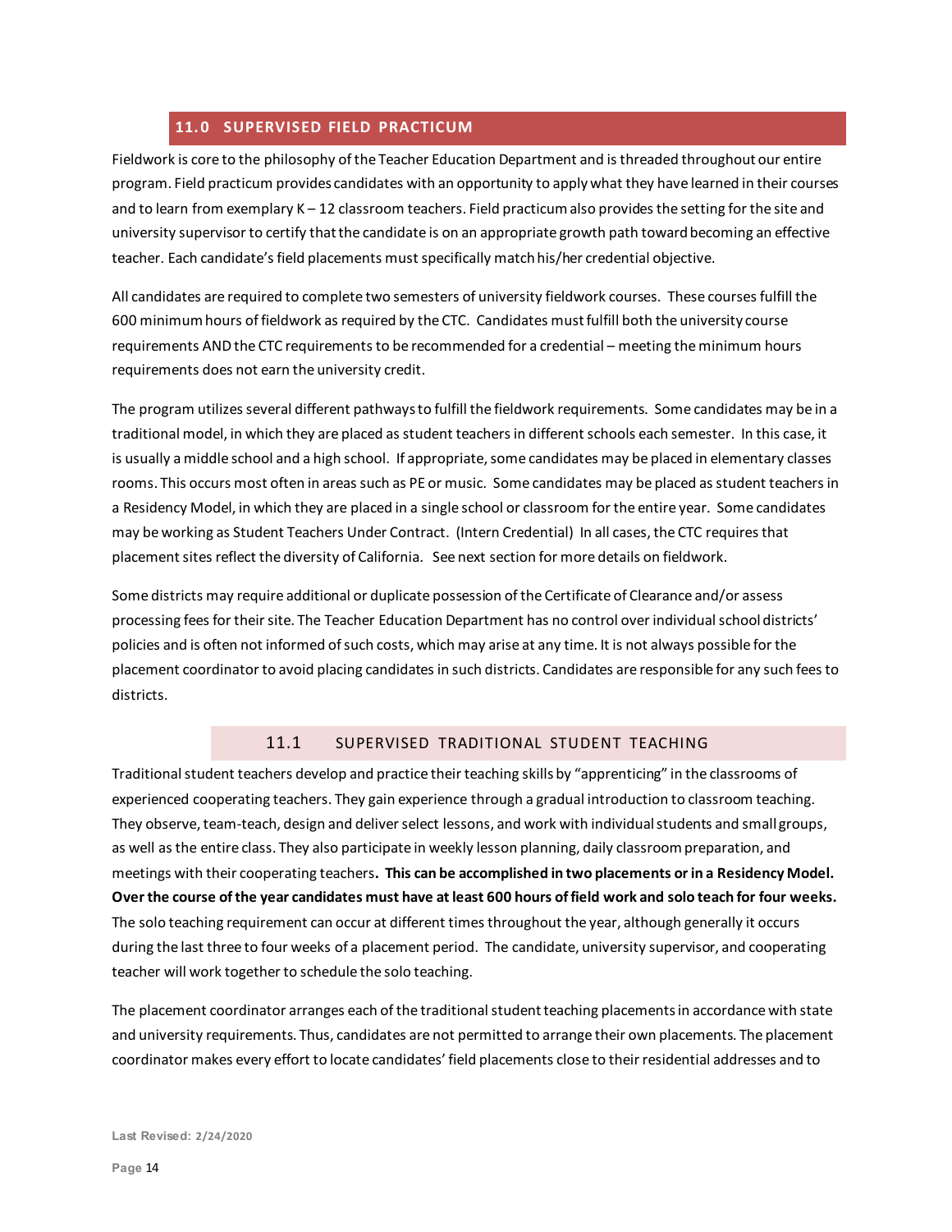## 11.0 SUPERVISED FIELD PRACTICUM

Fieldwork is core to the philosophy of the Teacher Education Department and is threaded throughout our entire program. Field practicum provides candidates with an opportunity to apply what they have learned in their courses and to learn from exemplary K – 12 classroom teachers. Field practicum also provides the setting for the site and university supervisor to certify that the candidate is on an appropriate growth path toward becoming an effective teacher. Each candidate's field placements must specifically match his/her credential objective.

All candidates are required to complete two semesters of university fieldwork courses. These courses fulfill the 600 minimum hours of fieldwork as required by the CTC. Candidates must fulfill both the university course requirements AND the CTC requirements to be recommended for a credential – meeting the minimum hours requirements does not earn the university credit.

The program utilizes several different pathways to fulfill the fieldwork requirements. Some candidates may be in a traditional model, in which they are placed as student teachers in different schools each semester. In this case, it is usually a middle school and a high school. If appropriate, some candidates may be placed in elementary classes rooms. This occurs most often in areas such as PE or music. Some candidates may be placed as student teachers in a Residency Model, in which they are placed in a single school or classroom for the entire year. Some candidates may be working as Student Teachers Under Contract. (Intern Credential) In all cases, the CTC requires that placement sites reflect the diversity of California. See next section for more details on fieldwork.

Some districts may require additional or duplicate possession of the Certificate of Clearance and/or assess processing fees for their site. The Teacher Education Department has no control over individual school districts' policies and is often not informed of such costs, which may arise at any time. It is not always possible for the placement coordinator to avoid placing candidates in such districts. Candidates are responsible for any such fees to districts.

### 11.1 SUPERVISED TRADITIONAL STUDENT TEACHING

Traditional student teachers develop and practice their teaching skills by "apprenticing" in the classrooms of experienced cooperating teachers. They gain experience through a gradual introduction to classroom teaching. They observe, team-teach, design and deliver select lessons, and work with individual students and small groups, as well as the entire class. They also participate in weekly lesson planning, daily classroom preparation, and meetings with their cooperating teachers**. This can be accomplished in two placements or in a Residency Model. Over the course of the year candidates must have at least 600 hours of field work and solo teach for four weeks.** The solo teaching requirement can occur at different times throughout the year, although generally it occurs during the last three to four weeks of a placement period. The candidate, university supervisor, and cooperating teacher will work together to schedule the solo teaching.

The placement coordinator arranges each of the traditional student teaching placements in accordance with state and university requirements. Thus, candidates are not permitted to arrange their own placements. The placement coordinator makes every effort to locate candidates' field placements close to their residential addresses and to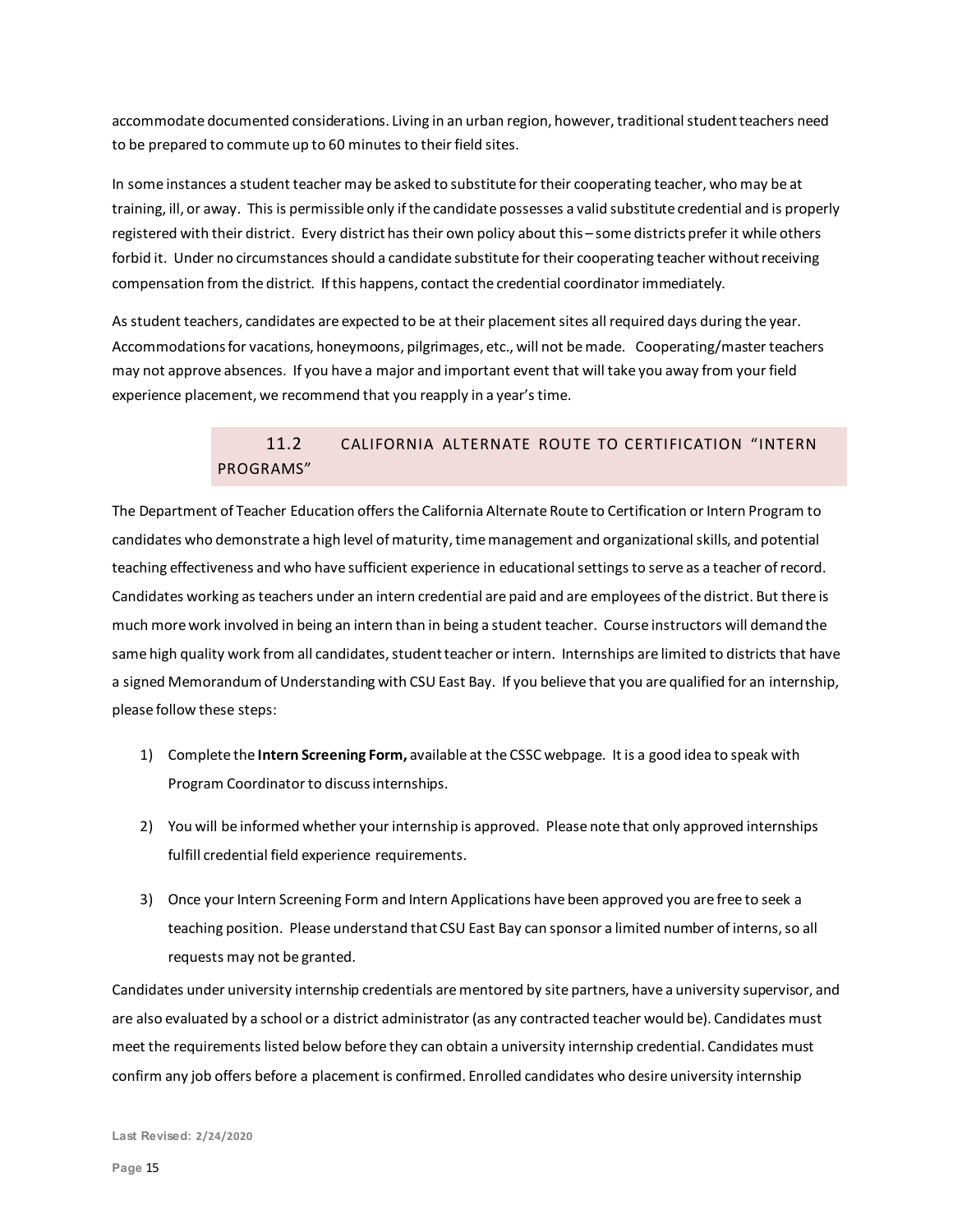accommodate documented considerations. Living in an urban region, however, traditional student teachers need to be prepared to commute up to 60 minutes to their field sites.

In some instances a student teacher may be asked to substitute for their cooperating teacher, who may be at training, ill, or away. This is permissible only if the candidate possesses a valid substitute credential and is properly registered with their district. Every district has their own policy about this – some districts prefer it while others forbid it. Under no circumstances should a candidate substitute for their cooperating teacher without receiving compensation from the district. If this happens, contact the credential coordinator immediately.

As student teachers, candidates are expected to be at their placement sites all required days during the year. Accommodations for vacations, honeymoons, pilgrimages, etc., will not be made. Cooperating/master teachers may not approve absences. If you have a major and important event that will take you away from your field experience placement, we recommend that you reapply in a year's time.

## 11.2 CALIFORNIA ALTERNATE ROUTE TO CERTIFICATION "INTERN PROGRAMS"

The Department of Teacher Education offers the California Alternate Route to Certification or Intern Program to candidates who demonstrate a high level of maturity, time management and organizational skills, and potential teaching effectiveness and who have sufficient experience in educational settings to serve as a teacher of record. Candidates working as teachers under an intern credential are paid and are employees of the district. But there is much more work involved in being an intern than in being a student teacher. Course instructors will demand the same high quality work from all candidates, student teacher or intern. Internships are limited to districts that have a signed Memorandum of Understanding with CSU East Bay. If you believe that you are qualified for an internship, please follow these steps:

1) Complete the **Intern Screening Form,** available at the CSSC webpage. It is a good idea to speak with Program Coordinator to discuss internships.

2) You will be informed whether your internship is approved. Please note that only approved internships fulfill credential field experience requirements.

3) Once your Intern Screening Form and Intern Applications have been approved you are free to seek a teaching position. Please understand that CSU East Bay can sponsor a limited number of interns, so all requests may not be granted.

Candidates under university internship credentials are mentored by site partners, have a university supervisor, and are also evaluated by a school or a district administrator (as any contracted teacher would be). Candidates must meet the requirements listed below before they can obtain a university internship credential. Candidates must confirm any job offers before a placement is confirmed. Enrolled candidates who desire university internship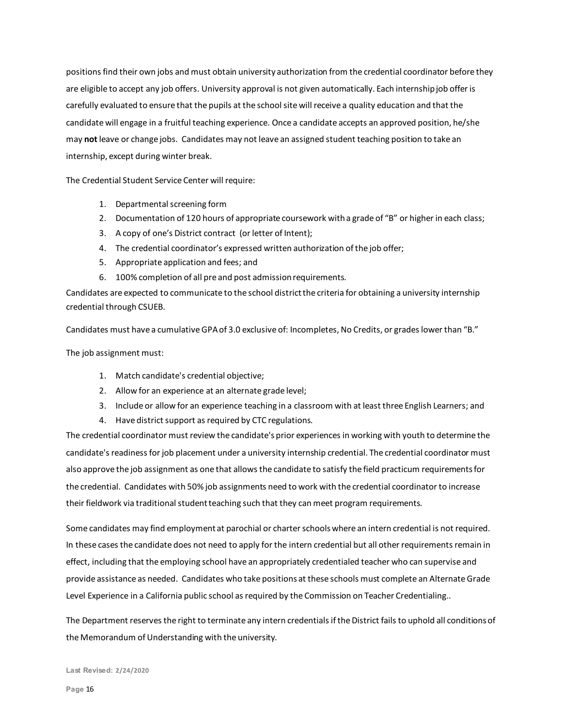positions find their own jobs and must obtain university authorization from the credential coordinator before they are eligible to accept any job offers. University approval is not given automatically. Each internship job offer is carefully evaluated to ensure that the pupils at the school site will receive a quality education and that the candidate will engage in a fruitful teaching experience. Once a candidate accepts an approved position, he/she may **not** leave or change jobs. Candidates may not leave an assigned student teaching position to take an internship, except during winter break.

The Credential Student Service Center will require:

1. Departmental screening form
2. Documentation of 120 hours of appropriate coursework with a grade of "B" or higher in each class;
3. A copy of one's District contract (or letter of Intent);
4. The credential coordinator's expressed written authorization of the job offer;
5. Appropriate application and fees; and
6. 100% completion of all pre and post admission requirements.

Candidates are expected to communicate to the school district the criteria for obtaining a university internship credential through CSUEB.

Candidates must have a cumulative GPA of 3.0 exclusive of: Incompletes, No Credits, or grades lower than "B."

The job assignment must:

1. Match candidate's credential objective;
2. Allow for an experience at an alternate grade level;
3. Include or allow for an experience teaching in a classroom with at least three English Learners; and
4. Have district support as required by CTC regulations.

The credential coordinator must review the candidate's prior experiences in working with youth to determine the candidate's readiness for job placement under a university internship credential. The credential coordinator must also approve the job assignment as one that allows the candidate to satisfy the field practicum requirements for the credential. Candidates with 50% job assignments need to work with the credential coordinator to increase their fieldwork via traditional student teaching such that they can meet program requirements.

Some candidates may find employment at parochial or charter schools where an intern credential is not required. In these cases the candidate does not need to apply for the intern credential but all other requirements remain in effect, including that the employing school have an appropriately credentialed teacher who can supervise and provide assistance as needed. Candidates who take positions at these schools must complete an Alternate Grade Level Experience in a California public school as required by the Commission on Teacher Credentialing..

The Department reserves the right to terminate any intern credentials if the District fails to uphold all conditions of the Memorandum of Understanding with the university.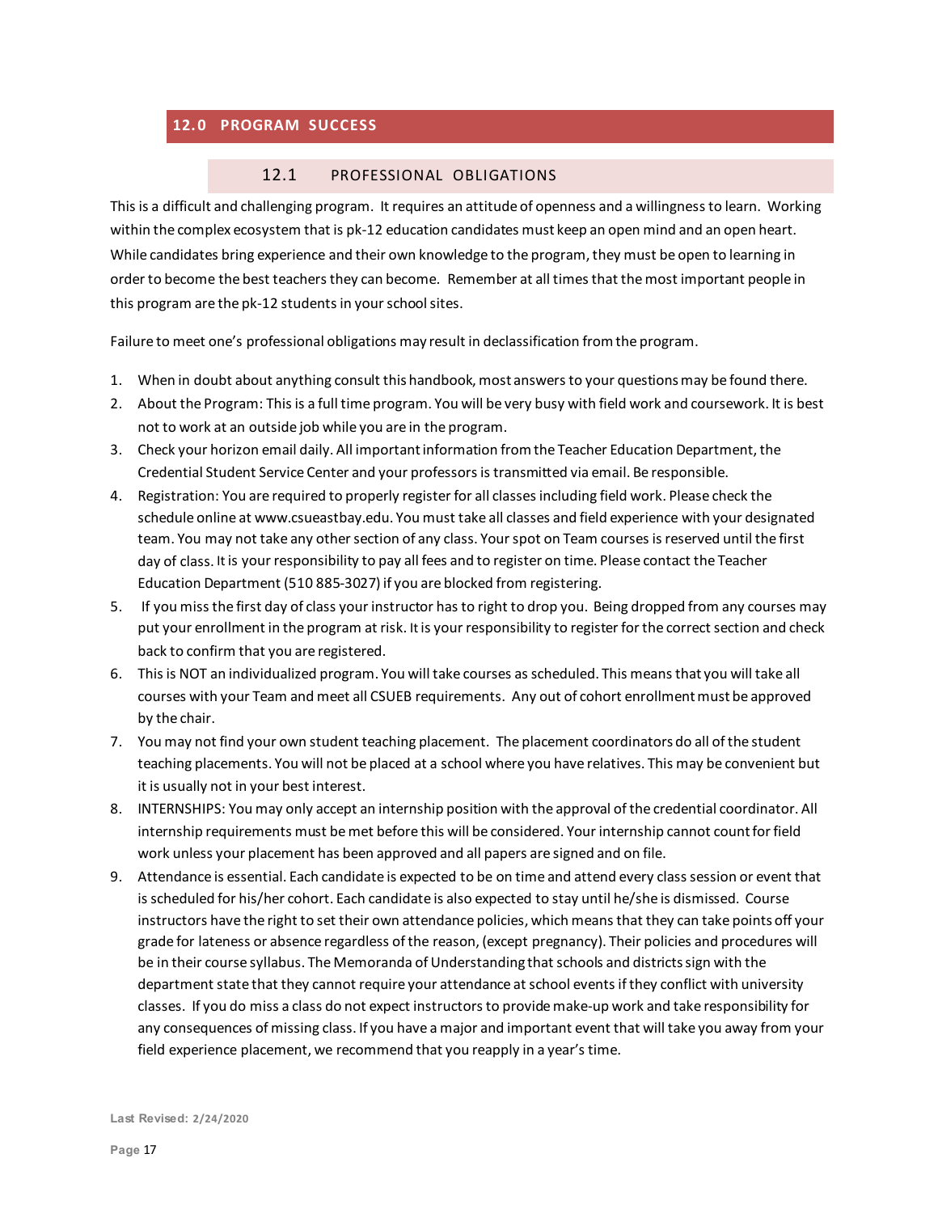## 12.0 PROGRAM SUCCESS

### 12.1 PROFESSIONAL OBLIGATIONS

This is a difficult and challenging program. It requires an attitude of openness and a willingness to learn. Working within the complex ecosystem that is pk-12 education candidates must keep an open mind and an open heart. While candidates bring experience and their own knowledge to the program, they must be open to learning in order to become the best teachers they can become. Remember at all times that the most important people in this program are the pk-12 students in your school sites.

Failure to meet one's professional obligations may result in declassification from the program.

1. When in doubt about anything consult this handbook, most answers to your questions may be found there.
2. About the Program: This is a full time program. You will be very busy with field work and coursework. It is best not to work at an outside job while you are in the program.
3. Check your horizon email daily. All important information from the Teacher Education Department, the Credential Student Service Center and your professors is transmitted via email. Be responsible.
4. Registration: You are required to properly register for all classes including field work. Please check the schedule online at www.csueastbay.edu. You must take all classes and field experience with your designated team. You may not take any other section of any class. Your spot on Team courses is reserved until the first day of class. It is your responsibility to pay all fees and to register on time. Please contact the Teacher Education Department (510 885-3027) if you are blocked from registering.
5. If you miss the first day of class your instructor has to right to drop you. Being dropped from any courses may put your enrollment in the program at risk. It is your responsibility to register for the correct section and check back to confirm that you are registered.
6. This is NOT an individualized program. You will take courses as scheduled. This means that you will take all courses with your Team and meet all CSUEB requirements. Any out of cohort enrollment must be approved by the chair.
7. You may not find your own student teaching placement. The placement coordinators do all of the student teaching placements. You will not be placed at a school where you have relatives. This may be convenient but it is usually not in your best interest.
8. INTERNSHIPS: You may only accept an internship position with the approval of the credential coordinator. All internship requirements must be met before this will be considered. Your internship cannot count for field work unless your placement has been approved and all papers are signed and on file.
9. Attendance is essential. Each candidate is expected to be on time and attend every class session or event that is scheduled for his/her cohort. Each candidate is also expected to stay until he/she is dismissed. Course instructors have the right to set their own attendance policies, which means that they can take points off your grade for lateness or absence regardless of the reason, (except pregnancy). Their policies and procedures will be in their course syllabus. The Memoranda of Understanding that schools and districts sign with the department state that they cannot require your attendance at school events if they conflict with university classes. If you do miss a class do not expect instructors to provide make-up work and take responsibility for any consequences of missing class. If you have a major and important event that will take you away from your field experience placement, we recommend that you reapply in a year's time.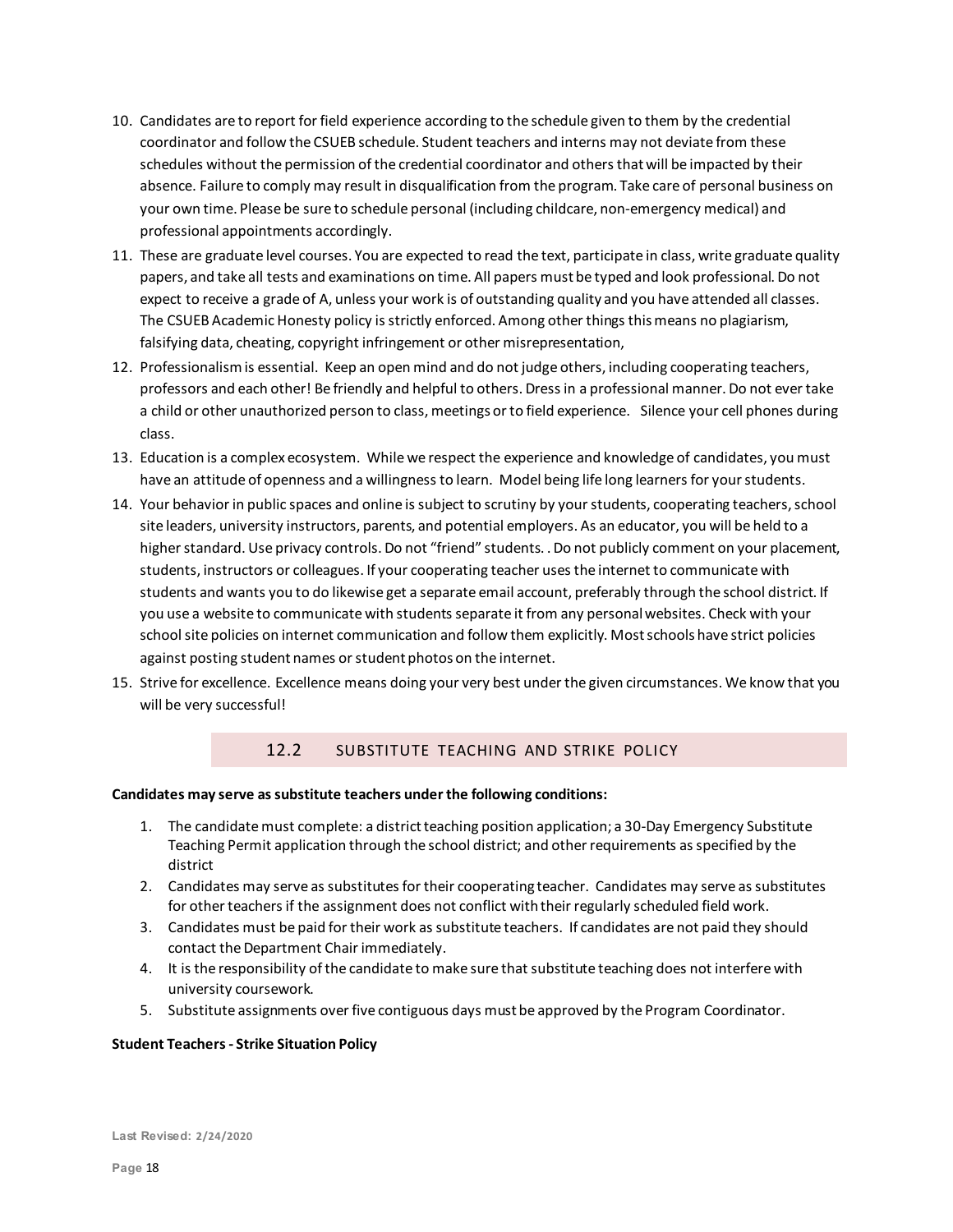10. Candidates are to report for field experience according to the schedule given to them by the credential coordinator and follow the CSUEB schedule. Student teachers and interns may not deviate from these schedules without the permission of the credential coordinator and others that will be impacted by their absence. Failure to comply may result in disqualification from the program. Take care of personal business on your own time. Please be sure to schedule personal (including childcare, non-emergency medical) and professional appointments accordingly.
11. These are graduate level courses. You are expected to read the text, participate in class, write graduate quality papers, and take all tests and examinations on time. All papers must be typed and look professional. Do not expect to receive a grade of A, unless your work is of outstanding quality and you have attended all classes. The CSUEB Academic Honesty policy is strictly enforced. Among other things this means no plagiarism, falsifying data, cheating, copyright infringement or other misrepresentation,
12. Professionalism is essential. Keep an open mind and do not judge others, including cooperating teachers, professors and each other! Be friendly and helpful to others. Dress in a professional manner. Do not ever take a child or other unauthorized person to class, meetings or to field experience. Silence your cell phones during class.
13. Education is a complex ecosystem. While we respect the experience and knowledge of candidates, you must have an attitude of openness and a willingness to learn. Model being life long learners for your students.
14. Your behavior in public spaces and online is subject to scrutiny by your students, cooperating teachers, school site leaders, university instructors, parents, and potential employers. As an educator, you will be held to a higher standard. Use privacy controls. Do not "friend" students. . Do not publicly comment on your placement, students, instructors or colleagues. If your cooperating teacher uses the internet to communicate with students and wants you to do likewise get a separate email account, preferably through the school district. If you use a website to communicate with students separate it from any personal websites. Check with your school site policies on internet communication and follow them explicitly. Most schools have strict policies against posting student names or student photos on the internet.
15. Strive for excellence. Excellence means doing your very best under the given circumstances. We know that you will be very successful!

## 12.2 SUBSTITUTE TEACHING AND STRIKE POLICY

**Candidates may serve as substitute teachers under the following conditions:**

1. The candidate must complete: a district teaching position application; a 30-Day Emergency Substitute Teaching Permit application through the school district; and other requirements as specified by the district
2. Candidates may serve as substitutes for their cooperating teacher. Candidates may serve as substitutes for other teachers if the assignment does not conflict with their regularly scheduled field work.
3. Candidates must be paid for their work as substitute teachers. If candidates are not paid they should contact the Department Chair immediately.
4. It is the responsibility of the candidate to make sure that substitute teaching does not interfere with university coursework.
5. Substitute assignments over five contiguous days must be approved by the Program Coordinator.

**Student Teachers - Strike Situation Policy**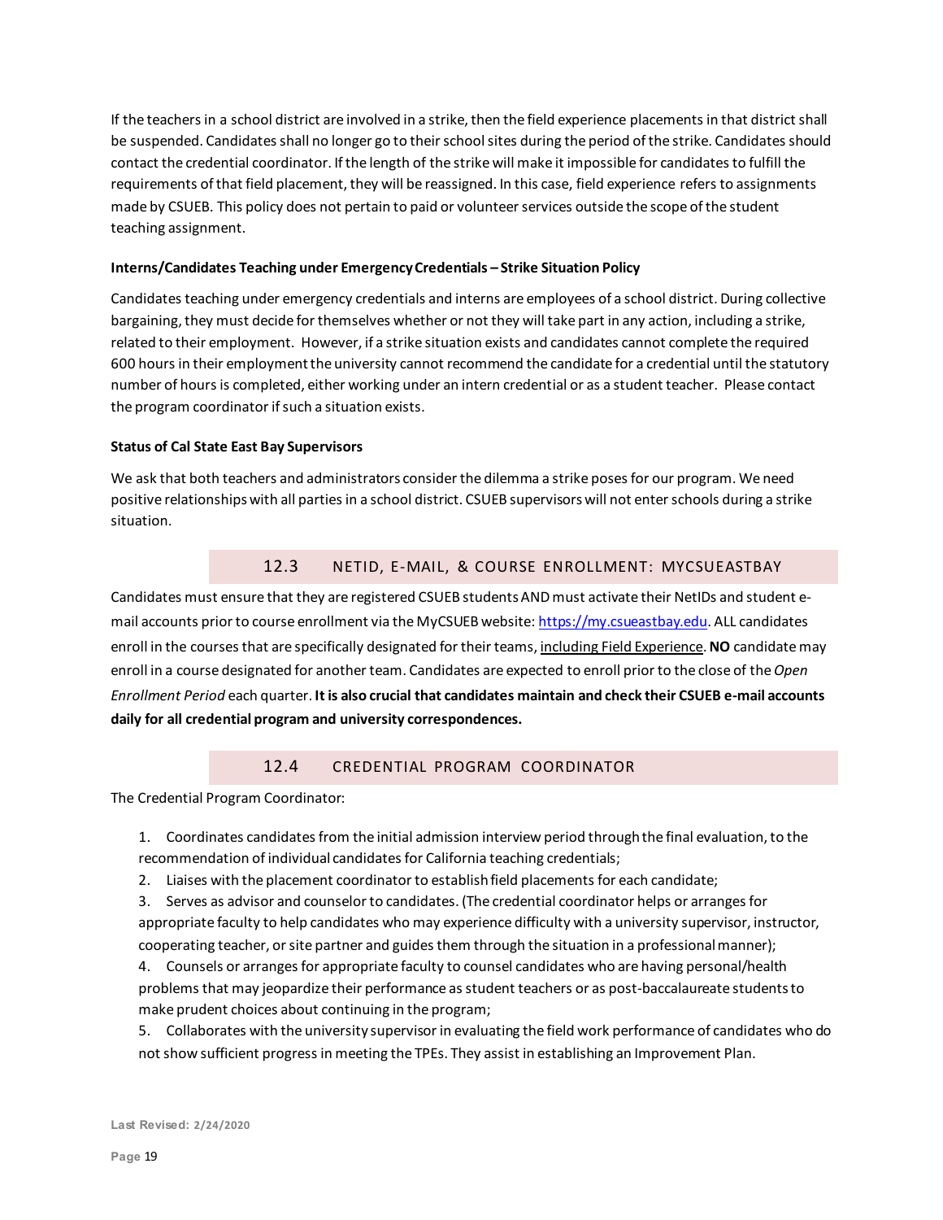If the teachers in a school district are involved in a strike, then the field experience placements in that district shall be suspended. Candidates shall no longer go to their school sites during the period of the strike. Candidates should contact the credential coordinator. If the length of the strike will make it impossible for candidates to fulfill the requirements of that field placement, they will be reassigned. In this case, field experience refers to assignments made by CSUEB. This policy does not pertain to paid or volunteer services outside the scope of the student teaching assignment.

**Interns/Candidates Teaching under Emergency Credentials – Strike Situation Policy**

Candidates teaching under emergency credentials and interns are employees of a school district. During collective bargaining, they must decide for themselves whether or not they will take part in any action, including a strike, related to their employment. However, if a strike situation exists and candidates cannot complete the required 600 hours in their employment the university cannot recommend the candidate for a credential until the statutory number of hours is completed, either working under an intern credential or as a student teacher. Please contact the program coordinator if such a situation exists.

**Status of Cal State East Bay Supervisors**

We ask that both teachers and administrators consider the dilemma a strike poses for our program. We need positive relationships with all parties in a school district. CSUEB supervisors will not enter schools during a strike situation.

## 12.3 NETID, E-MAIL, & COURSE ENROLLMENT: MYCSUEASTBAY

Candidates must ensure that they are registered CSUEB students AND must activate their NetIDs and student e-mail accounts prior to course enrollment via the MyCSUEB website: https://my.csueastbay.edu. ALL candidates enroll in the courses that are specifically designated for their teams, <u>including Field Experience</u>. **NO** candidate may enroll in a course designated for another team. Candidates are expected to enroll prior to the close of the *Open Enrollment Period* each quarter. **It is also crucial that candidates maintain and check their CSUEB e-mail accounts daily for all credential program and university correspondences.**

## 12.4 CREDENTIAL PROGRAM COORDINATOR

The Credential Program Coordinator:

1. Coordinates candidates from the initial admission interview period through the final evaluation, to the recommendation of individual candidates for California teaching credentials;
2. Liaises with the placement coordinator to establish field placements for each candidate;
3. Serves as advisor and counselor to candidates. (The credential coordinator helps or arranges for appropriate faculty to help candidates who may experience difficulty with a university supervisor, instructor, cooperating teacher, or site partner and guides them through the situation in a professional manner);
4. Counsels or arranges for appropriate faculty to counsel candidates who are having personal/health problems that may jeopardize their performance as student teachers or as post-baccalaureate students to make prudent choices about continuing in the program;
5. Collaborates with the university supervisor in evaluating the field work performance of candidates who do not show sufficient progress in meeting the TPEs. They assist in establishing an Improvement Plan.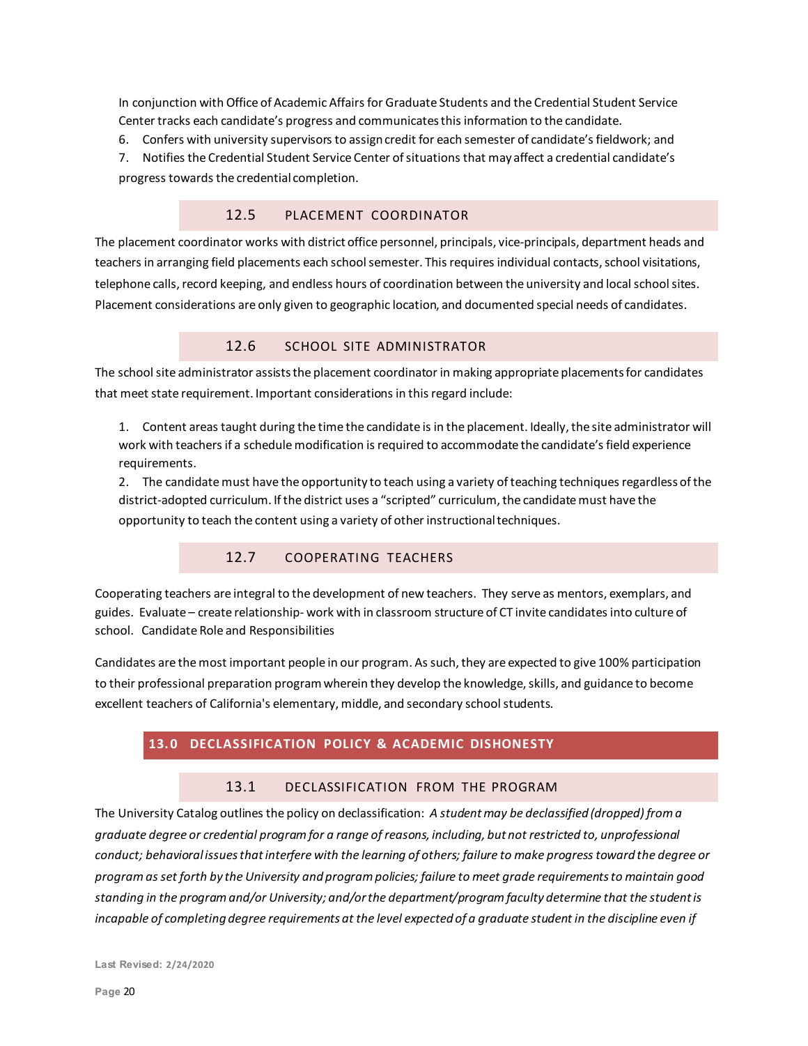In conjunction with Office of Academic Affairs for Graduate Students and the Credential Student Service Center tracks each candidate's progress and communicates this information to the candidate.

6. Confers with university supervisors to assign credit for each semester of candidate's fieldwork; and
7. Notifies the Credential Student Service Center of situations that may affect a credential candidate's progress towards the credential completion.

### 12.5 PLACEMENT COORDINATOR

The placement coordinator works with district office personnel, principals, vice-principals, department heads and teachers in arranging field placements each school semester. This requires individual contacts, school visitations, telephone calls, record keeping, and endless hours of coordination between the university and local school sites. Placement considerations are only given to geographic location, and documented special needs of candidates.

### 12.6 SCHOOL SITE ADMINISTRATOR

The school site administrator assists the placement coordinator in making appropriate placements for candidates that meet state requirement. Important considerations in this regard include:

1. Content areas taught during the time the candidate is in the placement. Ideally, the site administrator will work with teachers if a schedule modification is required to accommodate the candidate's field experience requirements.
2. The candidate must have the opportunity to teach using a variety of teaching techniques regardless of the district-adopted curriculum. If the district uses a "scripted" curriculum, the candidate must have the opportunity to teach the content using a variety of other instructional techniques.

### 12.7 COOPERATING TEACHERS

Cooperating teachers are integral to the development of new teachers. They serve as mentors, exemplars, and guides. Evaluate – create relationship- work with in classroom structure of CT invite candidates into culture of school. Candidate Role and Responsibilities

Candidates are the most important people in our program. As such, they are expected to give 100% participation to their professional preparation program wherein they develop the knowledge, skills, and guidance to become excellent teachers of California's elementary, middle, and secondary school students.

## 13.0 DECLASSIFICATION POLICY & ACADEMIC DISHONESTY

### 13.1 DECLASSIFICATION FROM THE PROGRAM

The University Catalog outlines the policy on declassification: *A student may be declassified (dropped) from a graduate degree or credential program for a range of reasons, including, but not restricted to, unprofessional conduct; behavioral issues that interfere with the learning of others; failure to make progress toward the degree or program as set forth by the University and program policies; failure to meet grade requirements to maintain good standing in the program and/or University; and/or the department/program faculty determine that the student is incapable of completing degree requirements at the level expected of a graduate student in the discipline even if*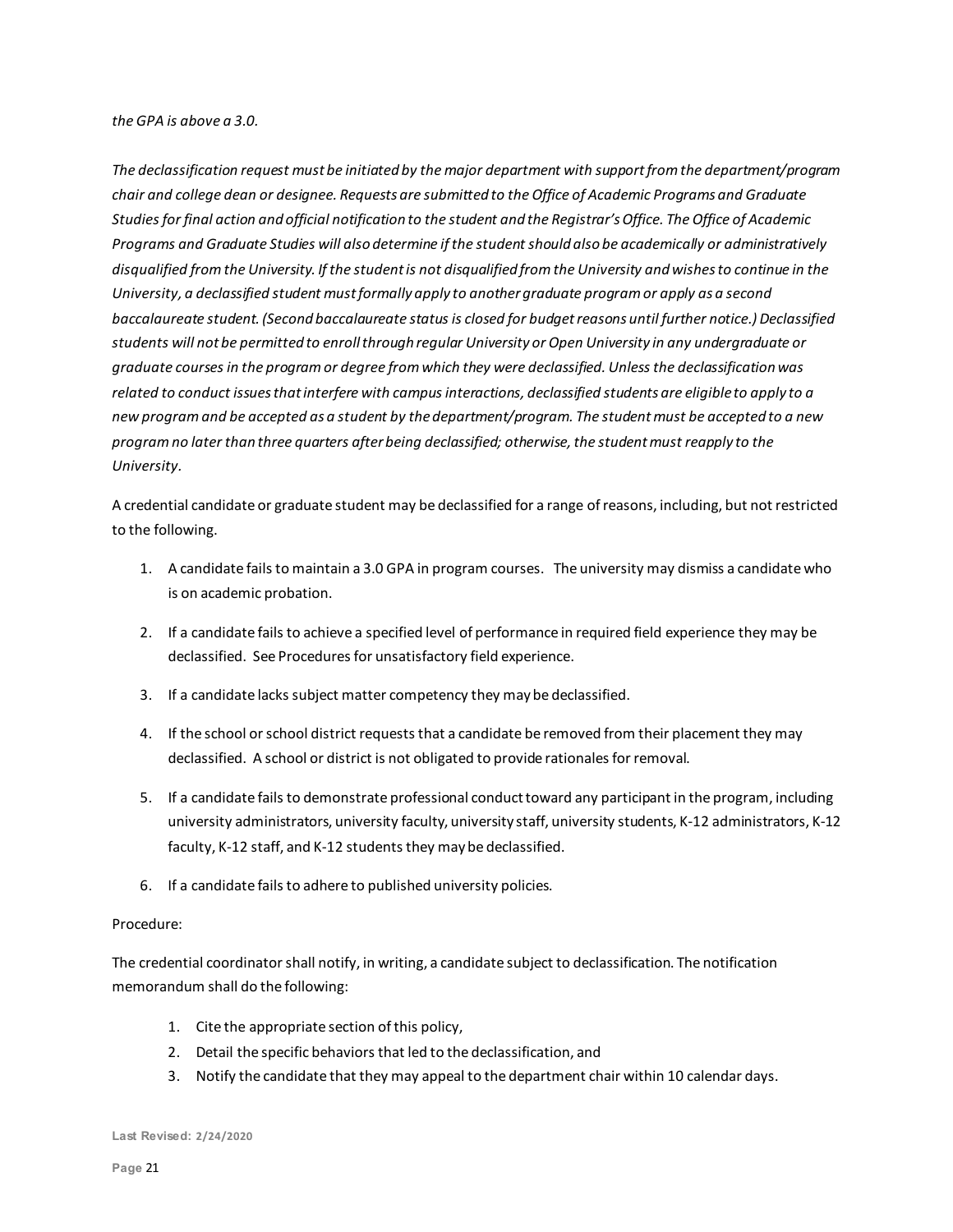*the GPA is above a 3.0.*

*The declassification request must be initiated by the major department with support from the department/program chair and college dean or designee. Requests are submitted to the Office of Academic Programs and Graduate Studies for final action and official notification to the student and the Registrar's Office. The Office of Academic Programs and Graduate Studies will also determine if the student should also be academically or administratively disqualified from the University. If the student is not disqualified from the University and wishes to continue in the University, a declassified student must formally apply to another graduate program or apply as a second baccalaureate student. (Second baccalaureate status is closed for budget reasons until further notice.) Declassified students will not be permitted to enroll through regular University or Open University in any undergraduate or graduate courses in the program or degree from which they were declassified. Unless the declassification was related to conduct issues that interfere with campus interactions, declassified students are eligible to apply to a new program and be accepted as a student by the department/program. The student must be accepted to a new program no later than three quarters after being declassified; otherwise, the student must reapply to the University.*

A credential candidate or graduate student may be declassified for a range of reasons, including, but not restricted to the following.

1. A candidate fails to maintain a 3.0 GPA in program courses. The university may dismiss a candidate who is on academic probation.
2. If a candidate fails to achieve a specified level of performance in required field experience they may be declassified. See Procedures for unsatisfactory field experience.
3. If a candidate lacks subject matter competency they may be declassified.
4. If the school or school district requests that a candidate be removed from their placement they may declassified. A school or district is not obligated to provide rationales for removal.
5. If a candidate fails to demonstrate professional conduct toward any participant in the program, including university administrators, university faculty, university staff, university students, K-12 administrators, K-12 faculty, K-12 staff, and K-12 students they may be declassified.
6. If a candidate fails to adhere to published university policies.

Procedure:

The credential coordinator shall notify, in writing, a candidate subject to declassification. The notification memorandum shall do the following:

1. Cite the appropriate section of this policy,
2. Detail the specific behaviors that led to the declassification, and
3. Notify the candidate that they may appeal to the department chair within 10 calendar days.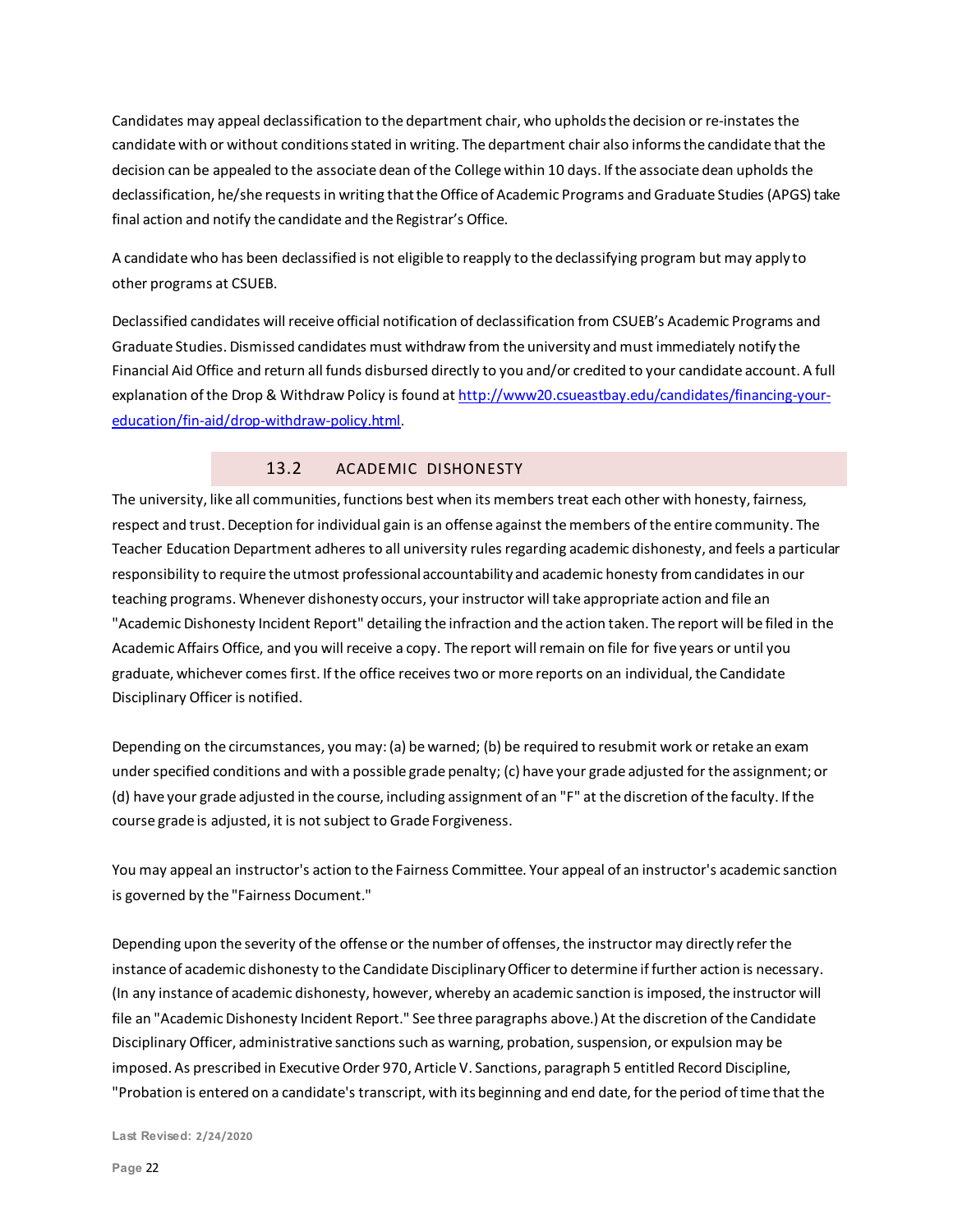Candidates may appeal declassification to the department chair, who upholds the decision or re-instates the candidate with or without conditions stated in writing. The department chair also informs the candidate that the decision can be appealed to the associate dean of the College within 10 days. If the associate dean upholds the declassification, he/she requests in writing that the Office of Academic Programs and Graduate Studies (APGS) take final action and notify the candidate and the Registrar's Office.

A candidate who has been declassified is not eligible to reapply to the declassifying program but may apply to other programs at CSUEB.

Declassified candidates will receive official notification of declassification from CSUEB's Academic Programs and Graduate Studies. Dismissed candidates must withdraw from the university and must immediately notify the Financial Aid Office and return all funds disbursed directly to you and/or credited to your candidate account. A full explanation of the Drop & Withdraw Policy is found at [http://www20.csueastbay.edu/candidates/financing-your-education/fin-aid/drop-withdraw-policy.html](http://www20.csueastbay.edu/candidates/financing-your-education/fin-aid/drop-withdraw-policy.html).

## 13.2 ACADEMIC DISHONESTY

The university, like all communities, functions best when its members treat each other with honesty, fairness, respect and trust. Deception for individual gain is an offense against the members of the entire community. The Teacher Education Department adheres to all university rules regarding academic dishonesty, and feels a particular responsibility to require the utmost professional accountability and academic honesty from candidates in our teaching programs. Whenever dishonesty occurs, your instructor will take appropriate action and file an "Academic Dishonesty Incident Report" detailing the infraction and the action taken. The report will be filed in the Academic Affairs Office, and you will receive a copy. The report will remain on file for five years or until you graduate, whichever comes first. If the office receives two or more reports on an individual, the Candidate Disciplinary Officer is notified.

Depending on the circumstances, you may: (a) be warned; (b) be required to resubmit work or retake an exam under specified conditions and with a possible grade penalty; (c) have your grade adjusted for the assignment; or (d) have your grade adjusted in the course, including assignment of an "F" at the discretion of the faculty. If the course grade is adjusted, it is not subject to Grade Forgiveness.

You may appeal an instructor's action to the Fairness Committee. Your appeal of an instructor's academic sanction is governed by the "Fairness Document."

Depending upon the severity of the offense or the number of offenses, the instructor may directly refer the instance of academic dishonesty to the Candidate Disciplinary Officer to determine if further action is necessary. (In any instance of academic dishonesty, however, whereby an academic sanction is imposed, the instructor will file an "Academic Dishonesty Incident Report." See three paragraphs above.) At the discretion of the Candidate Disciplinary Officer, administrative sanctions such as warning, probation, suspension, or expulsion may be imposed. As prescribed in Executive Order 970, Article V. Sanctions, paragraph 5 entitled Record Discipline, "Probation is entered on a candidate's transcript, with its beginning and end date, for the period of time that the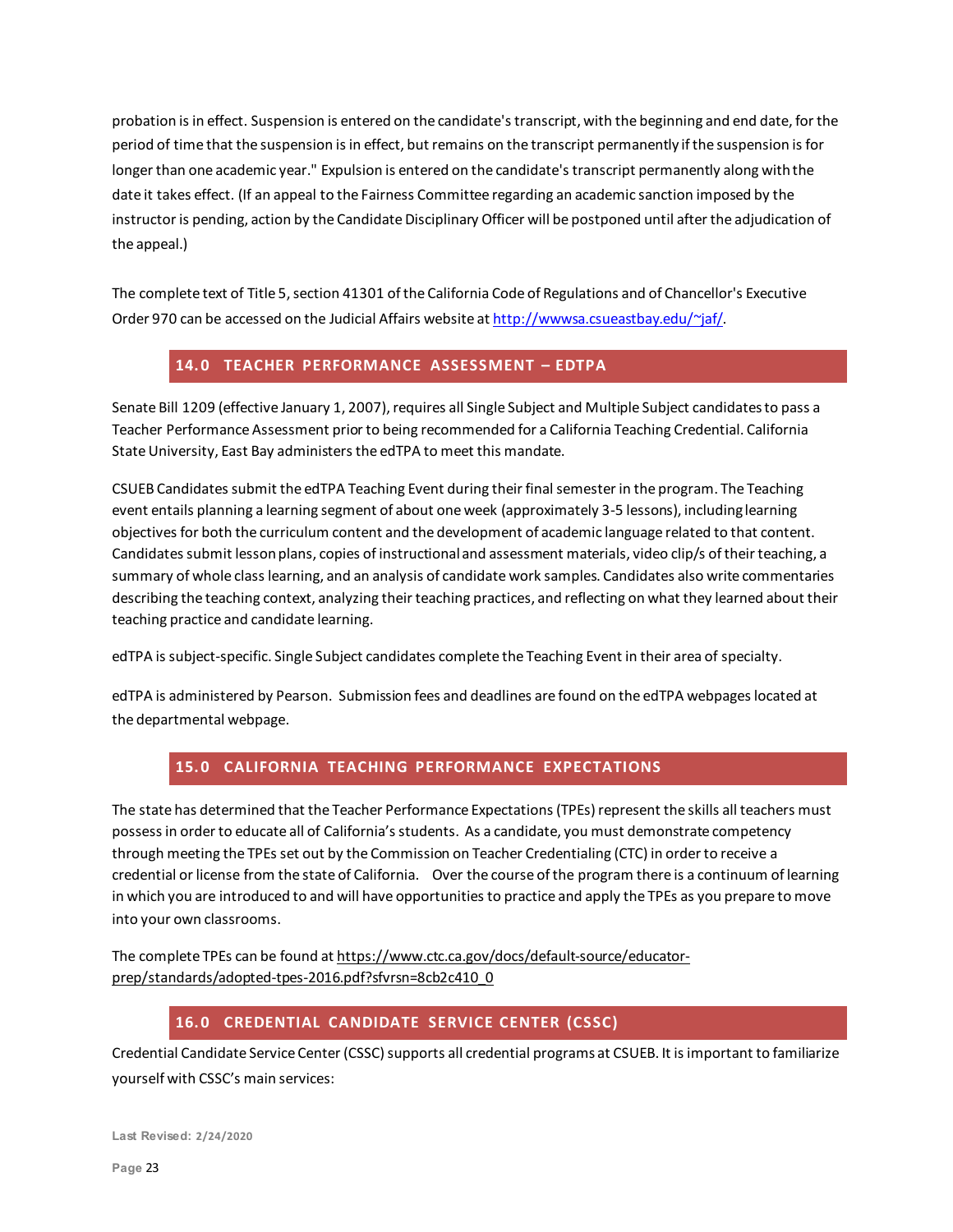probation is in effect. Suspension is entered on the candidate's transcript, with the beginning and end date, for the period of time that the suspension is in effect, but remains on the transcript permanently if the suspension is for longer than one academic year." Expulsion is entered on the candidate's transcript permanently along with the date it takes effect. (If an appeal to the Fairness Committee regarding an academic sanction imposed by the instructor is pending, action by the Candidate Disciplinary Officer will be postponed until after the adjudication of the appeal.)

The complete text of Title 5, section 41301 of the California Code of Regulations and of Chancellor's Executive Order 970 can be accessed on the Judicial Affairs website at http://wwwsa.csueastbay.edu/~jaf/.

## 14.0 TEACHER PERFORMANCE ASSESSMENT – EDTPA

Senate Bill 1209 (effective January 1, 2007), requires all Single Subject and Multiple Subject candidates to pass a Teacher Performance Assessment prior to being recommended for a California Teaching Credential. California State University, East Bay administers the edTPA to meet this mandate.

CSUEB Candidates submit the edTPA Teaching Event during their final semester in the program. The Teaching event entails planning a learning segment of about one week (approximately 3-5 lessons), including learning objectives for both the curriculum content and the development of academic language related to that content. Candidates submit lesson plans, copies of instructional and assessment materials, video clip/s of their teaching, a summary of whole class learning, and an analysis of candidate work samples. Candidates also write commentaries describing the teaching context, analyzing their teaching practices, and reflecting on what they learned about their teaching practice and candidate learning.

edTPA is subject-specific. Single Subject candidates complete the Teaching Event in their area of specialty.

edTPA is administered by Pearson. Submission fees and deadlines are found on the edTPA webpages located at the departmental webpage.

## 15.0 CALIFORNIA TEACHING PERFORMANCE EXPECTATIONS

The state has determined that the Teacher Performance Expectations (TPEs) represent the skills all teachers must possess in order to educate all of California's students. As a candidate, you must demonstrate competency through meeting the TPEs set out by the Commission on Teacher Credentialing (CTC) in order to receive a credential or license from the state of California. Over the course of the program there is a continuum of learning in which you are introduced to and will have opportunities to practice and apply the TPEs as you prepare to move into your own classrooms.

The complete TPEs can be found at https://www.ctc.ca.gov/docs/default-source/educator-prep/standards/adopted-tpes-2016.pdf?sfvrsn=8cb2c410_0

## 16.0 CREDENTIAL CANDIDATE SERVICE CENTER (CSSC)

Credential Candidate Service Center (CSSC) supports all credential programs at CSUEB. It is important to familiarize yourself with CSSC's main services: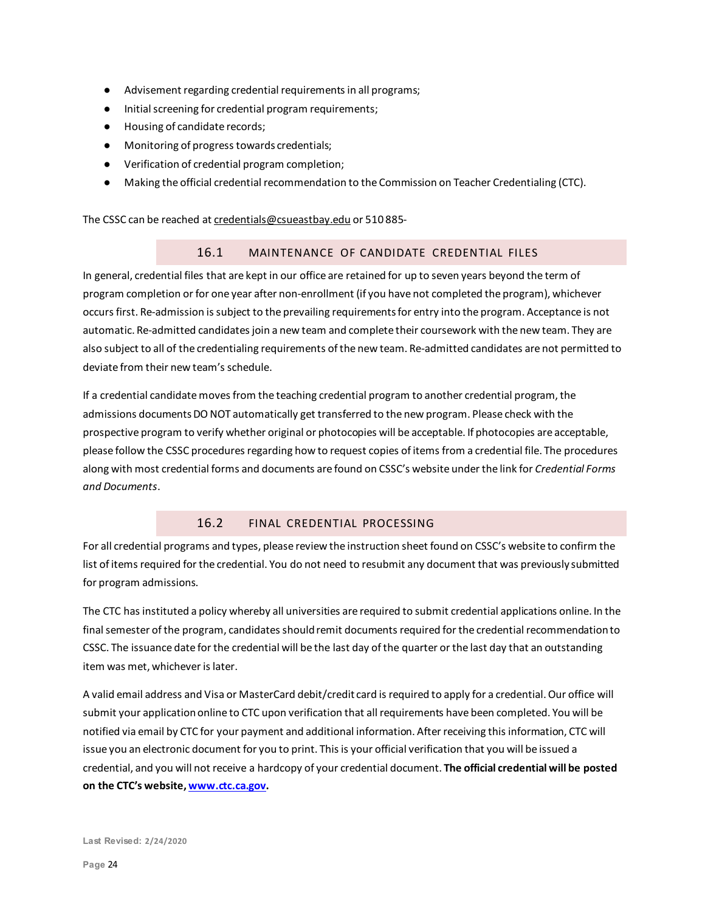- Advisement regarding credential requirements in all programs;
- Initial screening for credential program requirements;
- Housing of candidate records;
- Monitoring of progress towards credentials;
- Verification of credential program completion;
- Making the official credential recommendation to the Commission on Teacher Credentialing (CTC).

The CSSC can be reached at credentials@csueastbay.edu or 510 885-

## 16.1 MAINTENANCE OF CANDIDATE CREDENTIAL FILES

In general, credential files that are kept in our office are retained for up to seven years beyond the term of program completion or for one year after non-enrollment (if you have not completed the program), whichever occurs first. Re-admission is subject to the prevailing requirements for entry into the program. Acceptance is not automatic. Re-admitted candidates join a new team and complete their coursework with the new team. They are also subject to all of the credentialing requirements of the new team. Re-admitted candidates are not permitted to deviate from their new team's schedule.

If a credential candidate moves from the teaching credential program to another credential program, the admissions documents DO NOT automatically get transferred to the new program. Please check with the prospective program to verify whether original or photocopies will be acceptable. If photocopies are acceptable, please follow the CSSC procedures regarding how to request copies of items from a credential file. The procedures along with most credential forms and documents are found on CSSC's website under the link for *Credential Forms and Documents*.

## 16.2 FINAL CREDENTIAL PROCESSING

For all credential programs and types, please review the instruction sheet found on CSSC's website to confirm the list of items required for the credential. You do not need to resubmit any document that was previously submitted for program admissions.

The CTC has instituted a policy whereby all universities are required to submit credential applications online. In the final semester of the program, candidates should remit documents required for the credential recommendation to CSSC. The issuance date for the credential will be the last day of the quarter or the last day that an outstanding item was met, whichever is later.

A valid email address and Visa or MasterCard debit/credit card is required to apply for a credential. Our office will submit your application online to CTC upon verification that all requirements have been completed. You will be notified via email by CTC for your payment and additional information. After receiving this information, CTC will issue you an electronic document for you to print. This is your official verification that you will be issued a credential, and you will not receive a hardcopy of your credential document. **The official credential will be posted on the CTC's website, www.ctc.ca.gov.**

Last Revised: 2/24/2020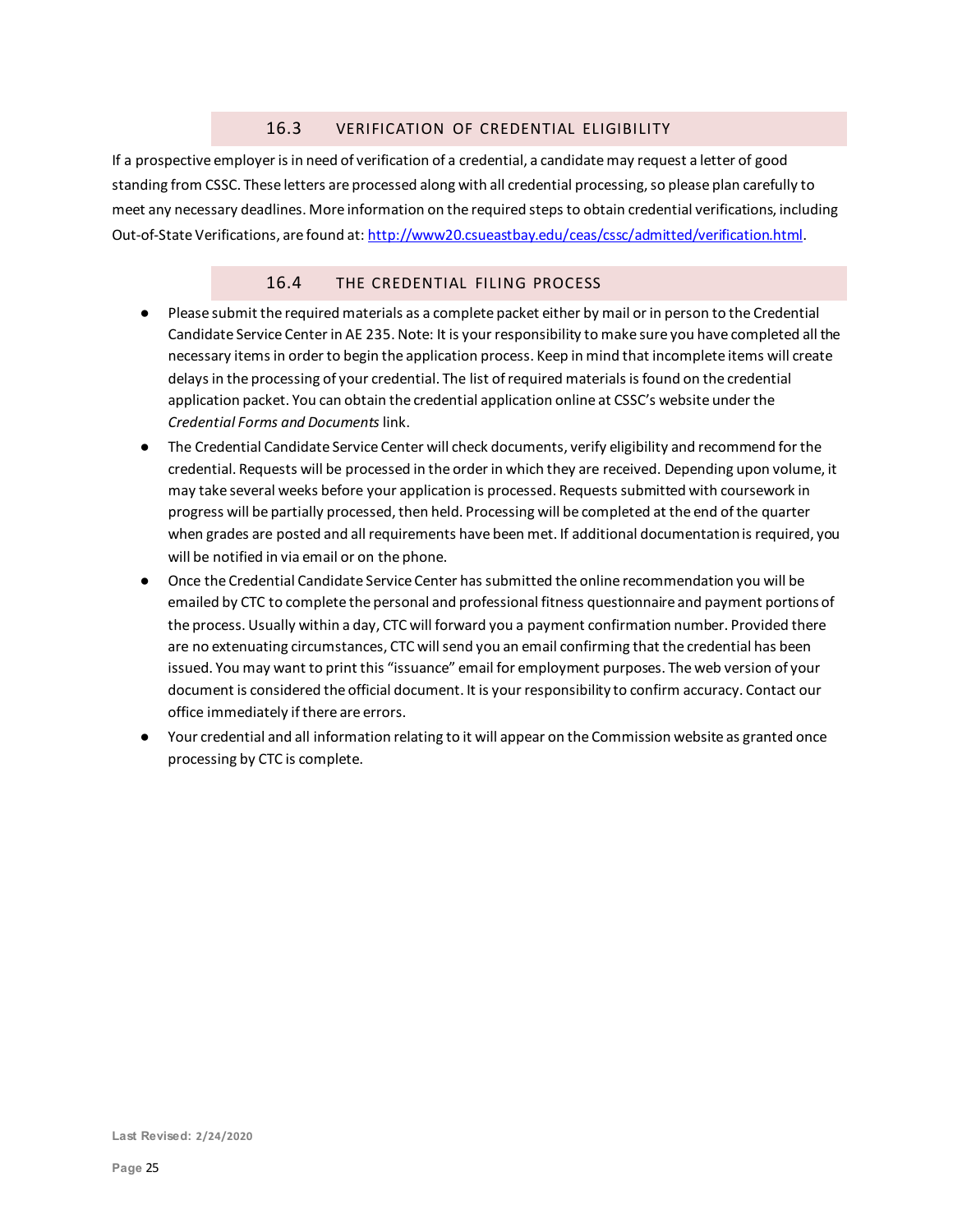## 16.3 VERIFICATION OF CREDENTIAL ELIGIBILITY

If a prospective employer is in need of verification of a credential, a candidate may request a letter of good standing from CSSC. These letters are processed along with all credential processing, so please plan carefully to meet any necessary deadlines. More information on the required steps to obtain credential verifications, including Out-of-State Verifications, are found at: [http://www20.csueastbay.edu/ceas/cssc/admitted/verification.html](http://www20.csueastbay.edu/ceas/cssc/admitted/verification.html).

## 16.4 THE CREDENTIAL FILING PROCESS

- Please submit the required materials as a complete packet either by mail or in person to the Credential Candidate Service Center in AE 235. Note: It is your responsibility to make sure you have completed all the necessary items in order to begin the application process. Keep in mind that incomplete items will create delays in the processing of your credential. The list of required materials is found on the credential application packet. You can obtain the credential application online at CSSC's website under the *Credential Forms and Documents* link.
- The Credential Candidate Service Center will check documents, verify eligibility and recommend for the credential. Requests will be processed in the order in which they are received. Depending upon volume, it may take several weeks before your application is processed. Requests submitted with coursework in progress will be partially processed, then held. Processing will be completed at the end of the quarter when grades are posted and all requirements have been met. If additional documentation is required, you will be notified in via email or on the phone.
- Once the Credential Candidate Service Center has submitted the online recommendation you will be emailed by CTC to complete the personal and professional fitness questionnaire and payment portions of the process. Usually within a day, CTC will forward you a payment confirmation number. Provided there are no extenuating circumstances, CTC will send you an email confirming that the credential has been issued. You may want to print this "issuance" email for employment purposes. The web version of your document is considered the official document. It is your responsibility to confirm accuracy. Contact our office immediately if there are errors.
- Your credential and all information relating to it will appear on the Commission website as granted once processing by CTC is complete.

Last Revised: 2/24/2020